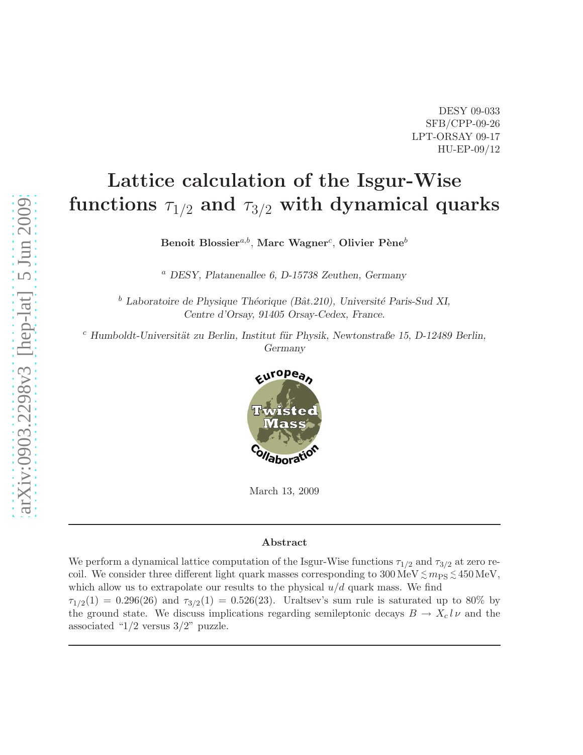DESY 09-033
SFB/CPP-09-26
LPT-ORSAY 09-17
HU-EP-09/12

# Lattice calculation of the Isgur-Wise functions $\tau_{1/2}$ and $\tau_{3/2}$ with dynamical quarks

**Benoit Blossier**[a,b], **Marc Wagner**[c], **Olivier Pène**[b]

[a] *DESY, Platanenallee 6, D-15738 Zeuthen, Germany*

[b] *Laboratoire de Physique Théorique (Bât.210), Université Paris-Sud XI, Centre d'Orsay, 91405 Orsay-Cedex, France.*

[c] *Humboldt-Universität zu Berlin, Institut für Physik, Newtonstraße 15, D-12489 Berlin, Germany*

European Twisted Mass Collaboration

March 13, 2009

## Abstract

We perform a dynamical lattice computation of the Isgur-Wise functions $\tau_{1/2}$ and $\tau_{3/2}$ at zero recoil. We consider three different light quark masses corresponding to $300\,\mathrm{MeV} \lesssim m_{\mathrm{PS}} \lesssim 450\,\mathrm{MeV}$, which allow us to extrapolate our results to the physical $u/d$ quark mass. We find $\tau_{1/2}(1) = 0.296(26)$ and $\tau_{3/2}(1) = 0.526(23)$. Uraltsev's sum rule is saturated up to 80% by the ground state. We discuss implications regarding semileptonic decays $B \to X_c\, l\, \nu$ and the associated "1/2 versus 3/2" puzzle.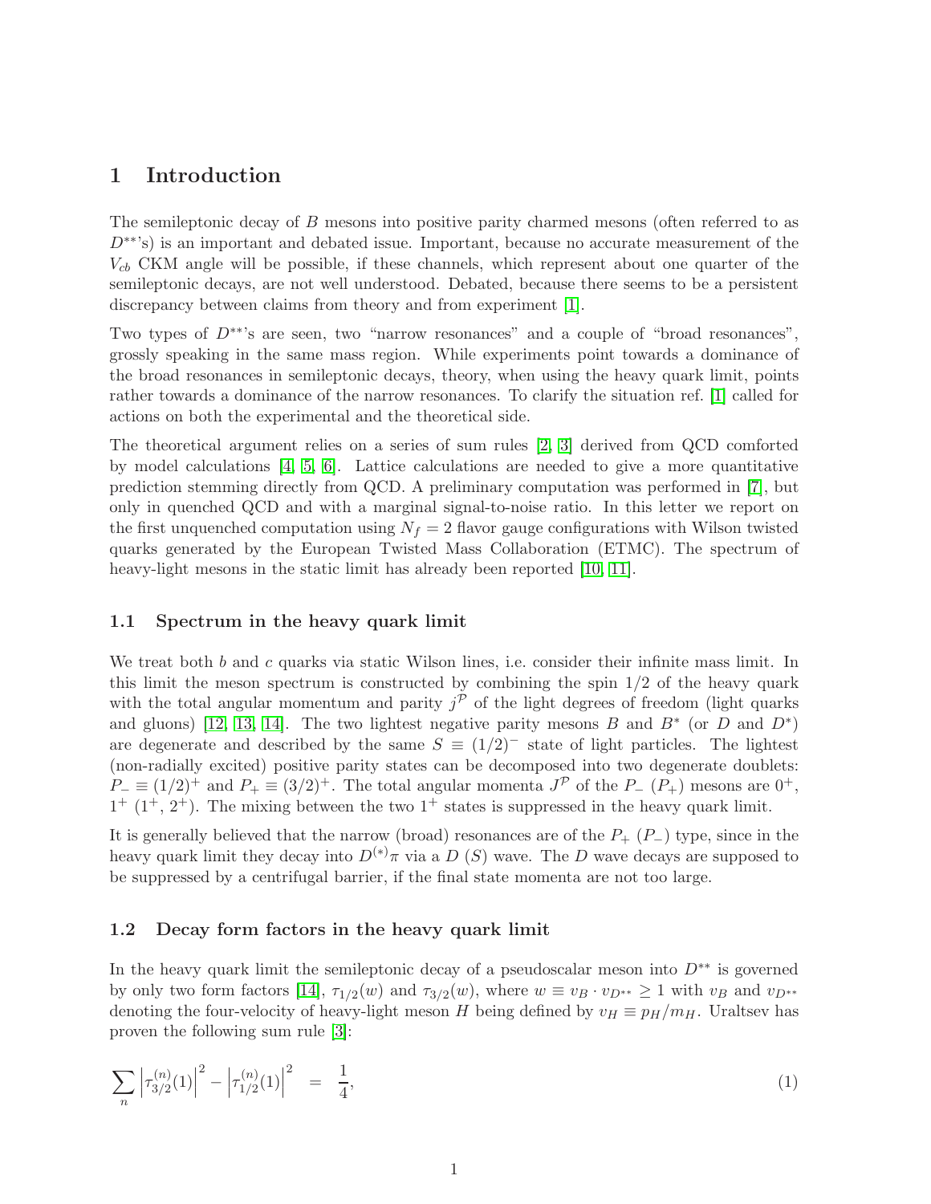# 1 Introduction

The semileptonic decay of $B$ mesons into positive parity charmed mesons (often referred to as $D^{**}$'s) is an important and debated issue. Important, because no accurate measurement of the $V_{cb}$ CKM angle will be possible, if these channels, which represent about one quarter of the semileptonic decays, are not well understood. Debated, because there seems to be a persistent discrepancy between claims from theory and from experiment [1].

Two types of $D^{**}$'s are seen, two "narrow resonances" and a couple of "broad resonances", grossly speaking in the same mass region. While experiments point towards a dominance of the broad resonances in semileptonic decays, theory, when using the heavy quark limit, points rather towards a dominance of the narrow resonances. To clarify the situation ref. [1] called for actions on both the experimental and the theoretical side.

The theoretical argument relies on a series of sum rules [2, 3] derived from QCD comforted by model calculations [4, 5, 6]. Lattice calculations are needed to give a more quantitative prediction stemming directly from QCD. A preliminary computation was performed in [7], but only in quenched QCD and with a marginal signal-to-noise ratio. In this letter we report on the first unquenched computation using $N_f = 2$ flavor gauge configurations with Wilson twisted quarks generated by the European Twisted Mass Collaboration (ETMC). The spectrum of heavy-light mesons in the static limit has already been reported [10, 11].

## 1.1 Spectrum in the heavy quark limit

We treat both $b$ and $c$ quarks via static Wilson lines, i.e. consider their infinite mass limit. In this limit the meson spectrum is constructed by combining the spin 1/2 of the heavy quark with the total angular momentum and parity $j^{\mathcal{P}}$ of the light degrees of freedom (light quarks and gluons) [12, 13, 14]. The two lightest negative parity mesons $B$ and $B^*$ (or $D$ and $D^*$) are degenerate and described by the same $S \equiv (1/2)^-$ state of light particles. The lightest (non-radially excited) positive parity states can be decomposed into two degenerate doublets: $P_- \equiv (1/2)^+$ and $P_+ \equiv (3/2)^+$. The total angular momenta $J^{\mathcal{P}}$ of the $P_-$ ($P_+$) mesons are $0^+$, $1^+$ ($1^+$, $2^+$). The mixing between the two $1^+$ states is suppressed in the heavy quark limit.

It is generally believed that the narrow (broad) resonances are of the $P_+$ ($P_-$) type, since in the heavy quark limit they decay into $D^{(*)}\pi$ via a $D$ ($S$) wave. The $D$ wave decays are supposed to be suppressed by a centrifugal barrier, if the final state momenta are not too large.

## 1.2 Decay form factors in the heavy quark limit

In the heavy quark limit the semileptonic decay of a pseudoscalar meson into $D^{**}$ is governed by only two form factors [14], $\tau_{1/2}(w)$ and $\tau_{3/2}(w)$, where $w \equiv v_B \cdot v_{D^{**}} \geq 1$ with $v_B$ and $v_{D^{**}}$ denoting the four-velocity of heavy-light meson $H$ being defined by $v_H \equiv p_H/m_H$. Uraltsev has proven the following sum rule [3]:

$$\sum_n \left|\tau_{3/2}^{(n)}(1)\right|^2 - \left|\tau_{1/2}^{(n)}(1)\right|^2 = \frac{1}{4}, \tag{1}$$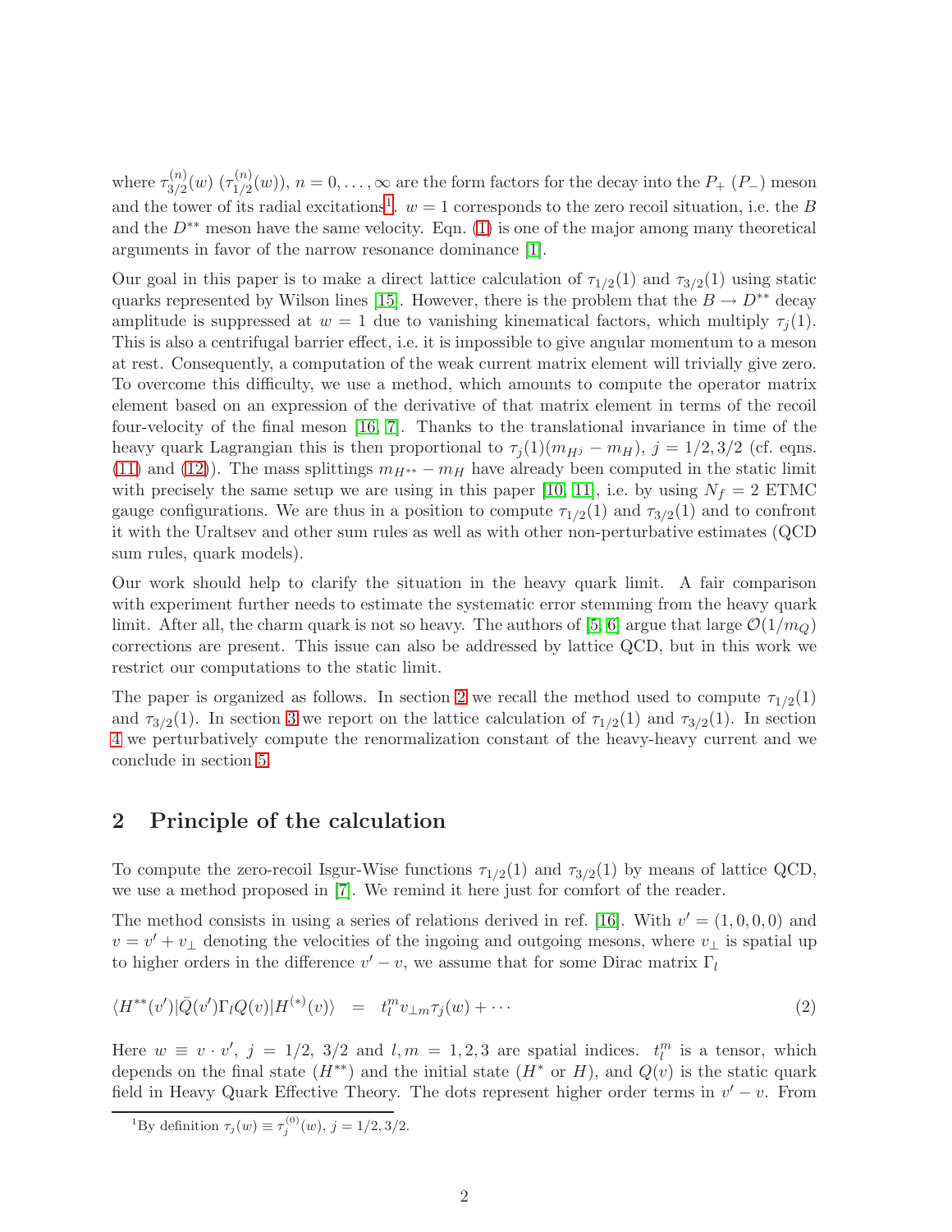where $\tau_{3/2}^{(n)}(w)$ ($\tau_{1/2}^{(n)}(w)$), $n = 0, \ldots, \infty$ are the form factors for the decay into the $P_+$ ($P_-$) meson and the tower of its radial excitations[1]. $w = 1$ corresponds to the zero recoil situation, i.e. the $B$ and the $D^{**}$ meson have the same velocity. Eqn. (1) is one of the major among many theoretical arguments in favor of the narrow resonance dominance [1].

Our goal in this paper is to make a direct lattice calculation of $\tau_{1/2}(1)$ and $\tau_{3/2}(1)$ using static quarks represented by Wilson lines [15]. However, there is the problem that the $B \to D^{**}$ decay amplitude is suppressed at $w = 1$ due to vanishing kinematical factors, which multiply $\tau_j(1)$. This is also a centrifugal barrier effect, i.e. it is impossible to give angular momentum to a meson at rest. Consequently, a computation of the weak current matrix element will trivially give zero. To overcome this difficulty, we use a method, which amounts to compute the operator matrix element based on an expression of the derivative of that matrix element in terms of the recoil four-velocity of the final meson [16, 7]. Thanks to the translational invariance in time of the heavy quark Lagrangian this is then proportional to $\tau_j(1)(m_{H^j} - m_H)$, $j = 1/2, 3/2$ (cf. eqns. (11) and (12)). The mass splittings $m_{H^{**}} - m_H$ have already been computed in the static limit with precisely the same setup we are using in this paper [10, 11], i.e. by using $N_f = 2$ ETMC gauge configurations. We are thus in a position to compute $\tau_{1/2}(1)$ and $\tau_{3/2}(1)$ and to confront it with the Uraltsev and other sum rules as well as with other non-perturbative estimates (QCD sum rules, quark models).

Our work should help to clarify the situation in the heavy quark limit. A fair comparison with experiment further needs to estimate the systematic error stemming from the heavy quark limit. After all, the charm quark is not so heavy. The authors of [5, 6] argue that large $\mathcal{O}(1/m_Q)$ corrections are present. This issue can also be addressed by lattice QCD, but in this work we restrict our computations to the static limit.

The paper is organized as follows. In section 2 we recall the method used to compute $\tau_{1/2}(1)$ and $\tau_{3/2}(1)$. In section 3 we report on the lattice calculation of $\tau_{1/2}(1)$ and $\tau_{3/2}(1)$. In section 4 we perturbatively compute the renormalization constant of the heavy-heavy current and we conclude in section 5.

## 2 Principle of the calculation

To compute the zero-recoil Isgur-Wise functions $\tau_{1/2}(1)$ and $\tau_{3/2}(1)$ by means of lattice QCD, we use a method proposed in [7]. We remind it here just for comfort of the reader.

The method consists in using a series of relations derived in ref. [16]. With $v' = (1, 0, 0, 0)$ and $v = v' + v_\perp$ denoting the velocities of the ingoing and outgoing mesons, where $v_\perp$ is spatial up to higher orders in the difference $v' - v$, we assume that for some Dirac matrix $\Gamma_l$

$$\langle H^{**}(v')|\bar{Q}(v')\Gamma_l Q(v)|H^{(*)}(v)\rangle \;\; = \;\; t_l^m v_{\perp m}\tau_j(w) + \cdots \tag{2}$$

Here $w \equiv v \cdot v'$, $j = 1/2,\ 3/2$ and $l, m = 1, 2, 3$ are spatial indices. $t_l^m$ is a tensor, which depends on the final state ($H^{**}$) and the initial state ($H^*$ or $H$), and $Q(v)$ is the static quark field in Heavy Quark Effective Theory. The dots represent higher order terms in $v' - v$. From

[1] By definition $\tau_j(w) \equiv \tau_j^{(0)}(w)$, $j = 1/2, 3/2$.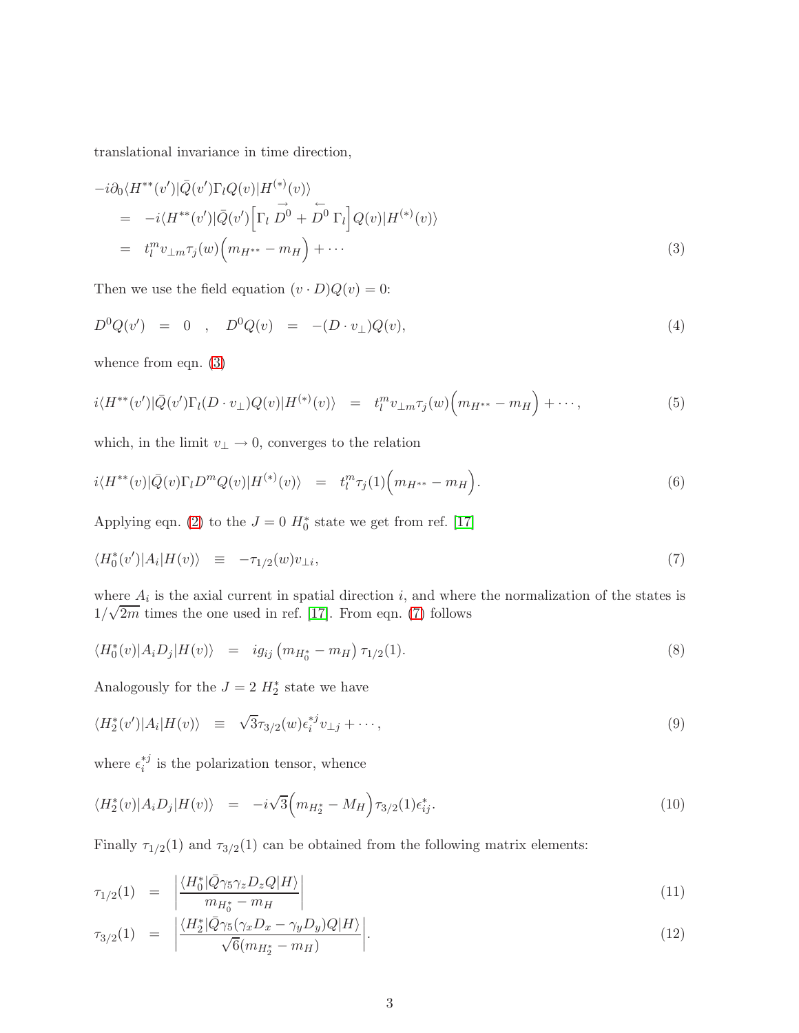translational invariance in time direction,

$$
\begin{aligned}
-i\partial_0 \langle H^{**}(v')|\bar{Q}(v')\Gamma_l Q(v)|H^{(*)}(v)\rangle \\
&= -i\langle H^{**}(v')|\bar{Q}(v')\Big[\Gamma_l \overrightarrow{D}^0 + \overleftarrow{D}^0\,\Gamma_l\Big]Q(v)|H^{(*)}(v)\rangle \\
&= t_l^m v_{\perp m}\tau_j(w)\Big(m_{H^{**}} - m_H\Big) + \cdots
\end{aligned}
\tag{3}
$$

Then we use the field equation $(v \cdot D)Q(v) = 0$:

$$
D^0 Q(v') = 0 \quad , \quad D^0 Q(v) = -(D \cdot v_\perp)Q(v), \tag{4}
$$

whence from eqn. (3)

$$
i\langle H^{**}(v')|\bar{Q}(v')\Gamma_l(D\cdot v_\perp)Q(v)|H^{(*)}(v)\rangle = t_l^m v_{\perp m}\tau_j(w)\Big(m_{H^{**}} - m_H\Big) + \cdots, \tag{5}
$$

which, in the limit $v_\perp \to 0$, converges to the relation

$$
i\langle H^{**}(v)|\bar{Q}(v)\Gamma_l D^m Q(v)|H^{(*)}(v)\rangle = t_l^m \tau_j(1)\Big(m_{H^{**}} - m_H\Big). \tag{6}
$$

Applying eqn. (2) to the $J = 0$ $H_0^*$ state we get from ref. [17]

$$
\langle H_0^*(v')|A_i|H(v)\rangle \equiv -\tau_{1/2}(w)v_{\perp i}, \tag{7}
$$

where $A_i$ is the axial current in spatial direction $i$, and where the normalization of the states is $1/\sqrt{2m}$ times the one used in ref. [17]. From eqn. (7) follows

$$
\langle H_0^*(v)|A_i D_j|H(v)\rangle = i g_{ij}\left(m_{H_0^*} - m_H\right)\tau_{1/2}(1). \tag{8}
$$

Analogously for the $J = 2$ $H_2^*$ state we have

$$
\langle H_2^*(v')|A_i|H(v)\rangle \equiv \sqrt{3}\tau_{3/2}(w)\epsilon_i^{*j} v_{\perp j} + \cdots, \tag{9}
$$

where $\epsilon_i^{*j}$ is the polarization tensor, whence

$$
\langle H_2^*(v)|A_i D_j|H(v)\rangle = -i\sqrt{3}\Big(m_{H_2^*} - M_H\Big)\tau_{3/2}(1)\epsilon_{ij}^*. \tag{10}
$$

Finally $\tau_{1/2}(1)$ and $\tau_{3/2}(1)$ can be obtained from the following matrix elements:

$$
\tau_{1/2}(1) = \left|\frac{\langle H_0^*|\bar{Q}\gamma_5\gamma_z D_z Q|H\rangle}{m_{H_0^*} - m_H}\right| \tag{11}
$$

$$
\tau_{3/2}(1) = \left|\frac{\langle H_2^*|\bar{Q}\gamma_5(\gamma_x D_x - \gamma_y D_y)Q|H\rangle}{\sqrt{6}(m_{H_2^*} - m_H)}\right|. \tag{12}
$$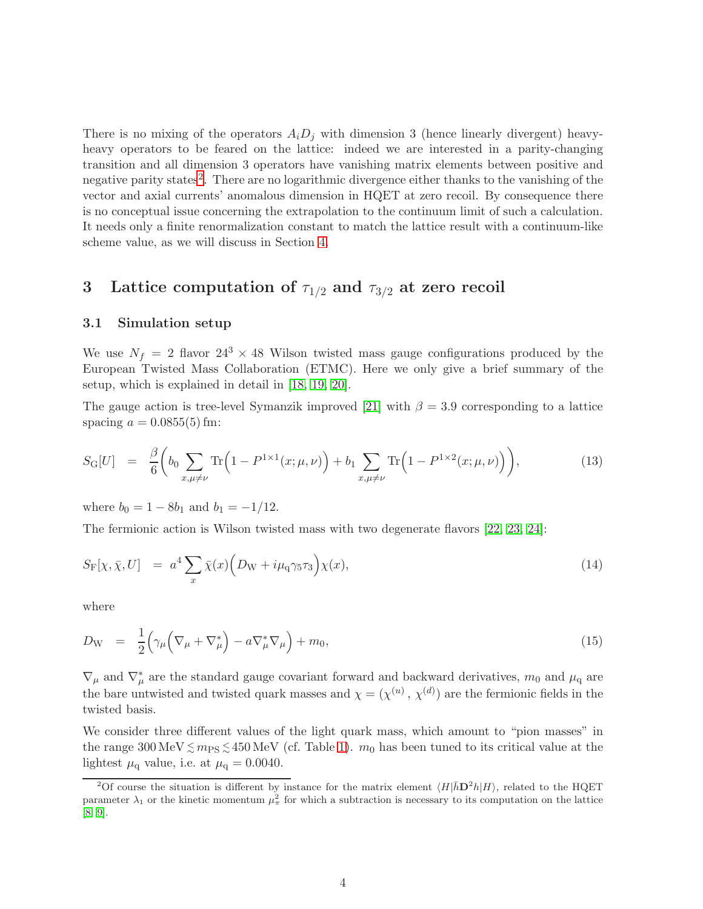There is no mixing of the operators $A_i D_j$ with dimension 3 (hence linearly divergent) heavy-heavy operators to be feared on the lattice: indeed we are interested in a parity-changing transition and all dimension 3 operators have vanishing matrix elements between positive and negative parity states[2]. There are no logarithmic divergence either thanks to the vanishing of the vector and axial currents' anomalous dimension in HQET at zero recoil. By consequence there is no conceptual issue concerning the extrapolation to the continuum limit of such a calculation. It needs only a finite renormalization constant to match the lattice result with a continuum-like scheme value, as we will discuss in Section 4.

## 3 Lattice computation of $\tau_{1/2}$ and $\tau_{3/2}$ at zero recoil

### 3.1 Simulation setup

We use $N_f = 2$ flavor $24^3 \times 48$ Wilson twisted mass gauge configurations produced by the European Twisted Mass Collaboration (ETMC). Here we only give a brief summary of the setup, which is explained in detail in [18, 19, 20].

The gauge action is tree-level Symanzik improved [21] with $\beta = 3.9$ corresponding to a lattice spacing $a = 0.0855(5)\,\text{fm}$:

$$S_{\mathrm{G}}[U] \;=\; \frac{\beta}{6}\bigg(b_0 \sum_{x,\mu\neq\nu} \mathrm{Tr}\Big(1 - P^{1\times 1}(x;\mu,\nu)\Big) + b_1 \sum_{x,\mu\neq\nu} \mathrm{Tr}\Big(1 - P^{1\times 2}(x;\mu,\nu)\Big)\bigg), \tag{13}$$

where $b_0 = 1 - 8b_1$ and $b_1 = -1/12$.

The fermionic action is Wilson twisted mass with two degenerate flavors [22, 23, 24]:

$$S_{\mathrm{F}}[\chi,\bar{\chi},U] \;=\; a^4 \sum_x \bar{\chi}(x)\Big(D_{\mathrm{W}} + i\mu_{\mathrm{q}}\gamma_5\tau_3\Big)\chi(x), \tag{14}$$

where

$$D_{\mathrm{W}} \;=\; \frac{1}{2}\Big(\gamma_\mu\Big(\nabla_\mu + \nabla^*_\mu\Big) - a\nabla^*_\mu\nabla_\mu\Big) + m_0, \tag{15}$$

$\nabla_\mu$ and $\nabla^*_\mu$ are the standard gauge covariant forward and backward derivatives, $m_0$ and $\mu_{\mathrm{q}}$ are the bare untwisted and twisted quark masses and $\chi = (\chi^{(u)}\,,\,\chi^{(d)})$ are the fermionic fields in the twisted basis.

We consider three different values of the light quark mass, which amount to "pion masses" in the range $300\,\text{MeV} \lesssim m_{\mathrm{PS}} \lesssim 450\,\text{MeV}$ (cf. Table 1). $m_0$ has been tuned to its critical value at the lightest $\mu_{\mathrm{q}}$ value, i.e. at $\mu_{\mathrm{q}} = 0.0040$.

[2] Of course the situation is different by instance for the matrix element $\langle H|\bar{h}\mathbf{D}^2 h|H\rangle$, related to the HQET parameter $\lambda_1$ or the kinetic momentum $\mu_\pi^2$ for which a subtraction is necessary to its computation on the lattice [8, 9].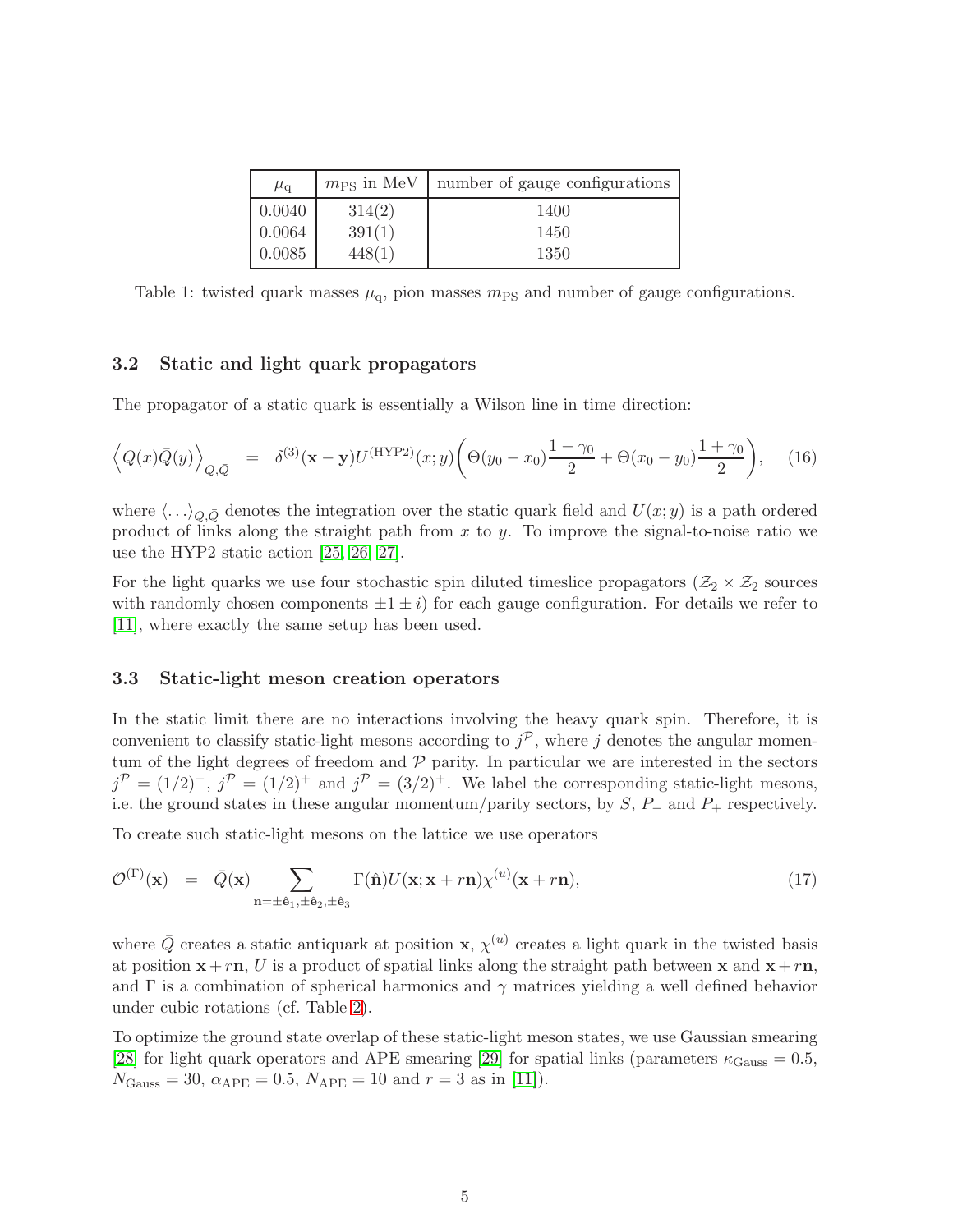| $\mu_\mathrm{q}$ | $m_\mathrm{PS}$ in MeV | number of gauge configurations |
| --- | --- | --- |
| 0.0040 | 314(2) | 1400 |
| 0.0064 | 391(1) | 1450 |
| 0.0085 | 448(1) | 1350 |

Table 1: twisted quark masses $\mu_\mathrm{q}$, pion masses $m_\mathrm{PS}$ and number of gauge configurations.

### 3.2 Static and light quark propagators

The propagator of a static quark is essentially a Wilson line in time direction:

$$\Big\langle Q(x)\bar{Q}(y)\Big\rangle_{Q,\bar{Q}} \quad = \quad \delta^{(3)}(\mathbf{x}-\mathbf{y})U^{(\mathrm{HYP2})}(x;y)\bigg(\Theta(y_0-x_0)\frac{1-\gamma_0}{2}+\Theta(x_0-y_0)\frac{1+\gamma_0}{2}\bigg), \quad (16)$$

where $\langle\ldots\rangle_{Q,\bar{Q}}$ denotes the integration over the static quark field and $U(x;y)$ is a path ordered product of links along the straight path from $x$ to $y$. To improve the signal-to-noise ratio we use the HYP2 static action [25, 26, 27].

For the light quarks we use four stochastic spin diluted timeslice propagators ($\mathcal{Z}_2 \times \mathcal{Z}_2$ sources with randomly chosen components $\pm 1 \pm i$) for each gauge configuration. For details we refer to [11], where exactly the same setup has been used.

### 3.3 Static-light meson creation operators

In the static limit there are no interactions involving the heavy quark spin. Therefore, it is convenient to classify static-light mesons according to $j^\mathcal{P}$, where $j$ denotes the angular momentum of the light degrees of freedom and $\mathcal{P}$ parity. In particular we are interested in the sectors $j^\mathcal{P} = (1/2)^-$, $j^\mathcal{P} = (1/2)^+$ and $j^\mathcal{P} = (3/2)^+$. We label the corresponding static-light mesons, i.e. the ground states in these angular momentum/parity sectors, by $S$, $P_-$ and $P_+$ respectively.

To create such static-light mesons on the lattice we use operators

$$\mathcal{O}^{(\Gamma)}(\mathbf{x}) \quad = \quad \bar{Q}(\mathbf{x})\sum_{\mathbf{n}=\pm\hat{\mathbf{e}}_1,\pm\hat{\mathbf{e}}_2,\pm\hat{\mathbf{e}}_3}\Gamma(\hat{\mathbf{n}})U(\mathbf{x};\mathbf{x}+r\mathbf{n})\chi^{(u)}(\mathbf{x}+r\mathbf{n}), \quad (17)$$

where $\bar{Q}$ creates a static antiquark at position $\mathbf{x}$, $\chi^{(u)}$ creates a light quark in the twisted basis at position $\mathbf{x}+r\mathbf{n}$, $U$ is a product of spatial links along the straight path between $\mathbf{x}$ and $\mathbf{x}+r\mathbf{n}$, and $\Gamma$ is a combination of spherical harmonics and $\gamma$ matrices yielding a well defined behavior under cubic rotations (cf. Table 2).

To optimize the ground state overlap of these static-light meson states, we use Gaussian smearing [28] for light quark operators and APE smearing [29] for spatial links (parameters $\kappa_\mathrm{Gauss} = 0.5$, $N_\mathrm{Gauss} = 30$, $\alpha_\mathrm{APE} = 0.5$, $N_\mathrm{APE} = 10$ and $r = 3$ as in [11]).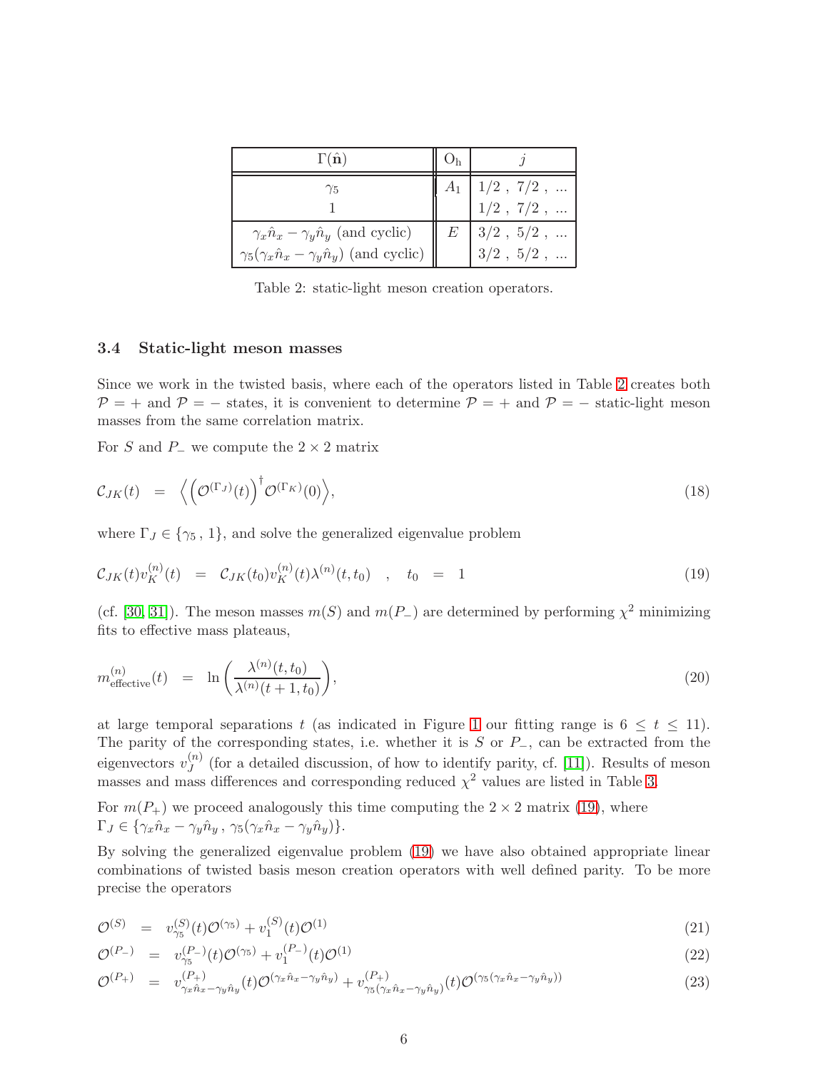| $\Gamma(\hat{\mathbf{n}})$ | $\mathrm{O_h}$ | $j$ |
|---|---|---|
| $\gamma_5$ | $A_1$ | $1/2\ ,\ 7/2\ ,\ \ldots$ |
| $1$ | | $1/2\ ,\ 7/2\ ,\ \ldots$ |
| $\gamma_x \hat{n}_x - \gamma_y \hat{n}_y$ (and cyclic) | $E$ | $3/2\ ,\ 5/2\ ,\ \ldots$ |
| $\gamma_5(\gamma_x \hat{n}_x - \gamma_y \hat{n}_y)$ (and cyclic) | | $3/2\ ,\ 5/2\ ,\ \ldots$ |

Table 2: static-light meson creation operators.

### 3.4 Static-light meson masses

Since we work in the twisted basis, where each of the operators listed in Table 2 creates both $\mathcal{P} = +$ and $\mathcal{P} = -$ states, it is convenient to determine $\mathcal{P} = +$ and $\mathcal{P} = -$ static-light meson masses from the same correlation matrix.

For $S$ and $P_-$ we compute the $2 \times 2$ matrix

$$\mathcal{C}_{JK}(t) \quad = \quad \left\langle \left(\mathcal{O}^{(\Gamma_J)}(t)\right)^\dagger \mathcal{O}^{(\Gamma_K)}(0) \right\rangle, \tag{18}$$

where $\Gamma_J \in \{\gamma_5\, ,\, 1\}$, and solve the generalized eigenvalue problem

$$\mathcal{C}_{JK}(t) v_K^{(n)}(t) \quad = \quad \mathcal{C}_{JK}(t_0) v_K^{(n)}(t) \lambda^{(n)}(t, t_0) \quad , \quad t_0 \quad = \quad 1 \tag{19}$$

(cf. [30, 31]). The meson masses $m(S)$ and $m(P_-)$ are determined by performing $\chi^2$ minimizing fits to effective mass plateaus,

$$m_{\mathrm{effective}}^{(n)}(t) \quad = \quad \ln\left(\frac{\lambda^{(n)}(t, t_0)}{\lambda^{(n)}(t+1, t_0)}\right), \tag{20}$$

at large temporal separations $t$ (as indicated in Figure 1 our fitting range is $6 \leq t \leq 11$). The parity of the corresponding states, i.e. whether it is $S$ or $P_-$, can be extracted from the eigenvectors $v_J^{(n)}$ (for a detailed discussion, of how to identify parity, cf. [11]). Results of meson masses and mass differences and corresponding reduced $\chi^2$ values are listed in Table 3.

For $m(P_+)$ we proceed analogously this time computing the $2 \times 2$ matrix (19), where $\Gamma_J \in \{\gamma_x \hat{n}_x - \gamma_y \hat{n}_y\, ,\, \gamma_5(\gamma_x \hat{n}_x - \gamma_y \hat{n}_y)\}$.

By solving the generalized eigenvalue problem (19) we have also obtained appropriate linear combinations of twisted basis meson creation operators with well defined parity. To be more precise the operators

$$\mathcal{O}^{(S)} \quad = \quad v_{\gamma_5}^{(S)}(t) \mathcal{O}^{(\gamma_5)} + v_1^{(S)}(t) \mathcal{O}^{(1)} \tag{21}$$

$$\mathcal{O}^{(P_-)} \quad = \quad v_{\gamma_5}^{(P_-)}(t) \mathcal{O}^{(\gamma_5)} + v_1^{(P_-)}(t) \mathcal{O}^{(1)} \tag{22}$$

$$\mathcal{O}^{(P_+)} \quad = \quad v_{\gamma_x \hat{n}_x - \gamma_y \hat{n}_y}^{(P_+)}(t) \mathcal{O}^{(\gamma_x \hat{n}_x - \gamma_y \hat{n}_y)} + v_{\gamma_5(\gamma_x \hat{n}_x - \gamma_y \hat{n}_y)}^{(P_+)}(t) \mathcal{O}^{(\gamma_5(\gamma_x \hat{n}_x - \gamma_y \hat{n}_y))} \tag{23}$$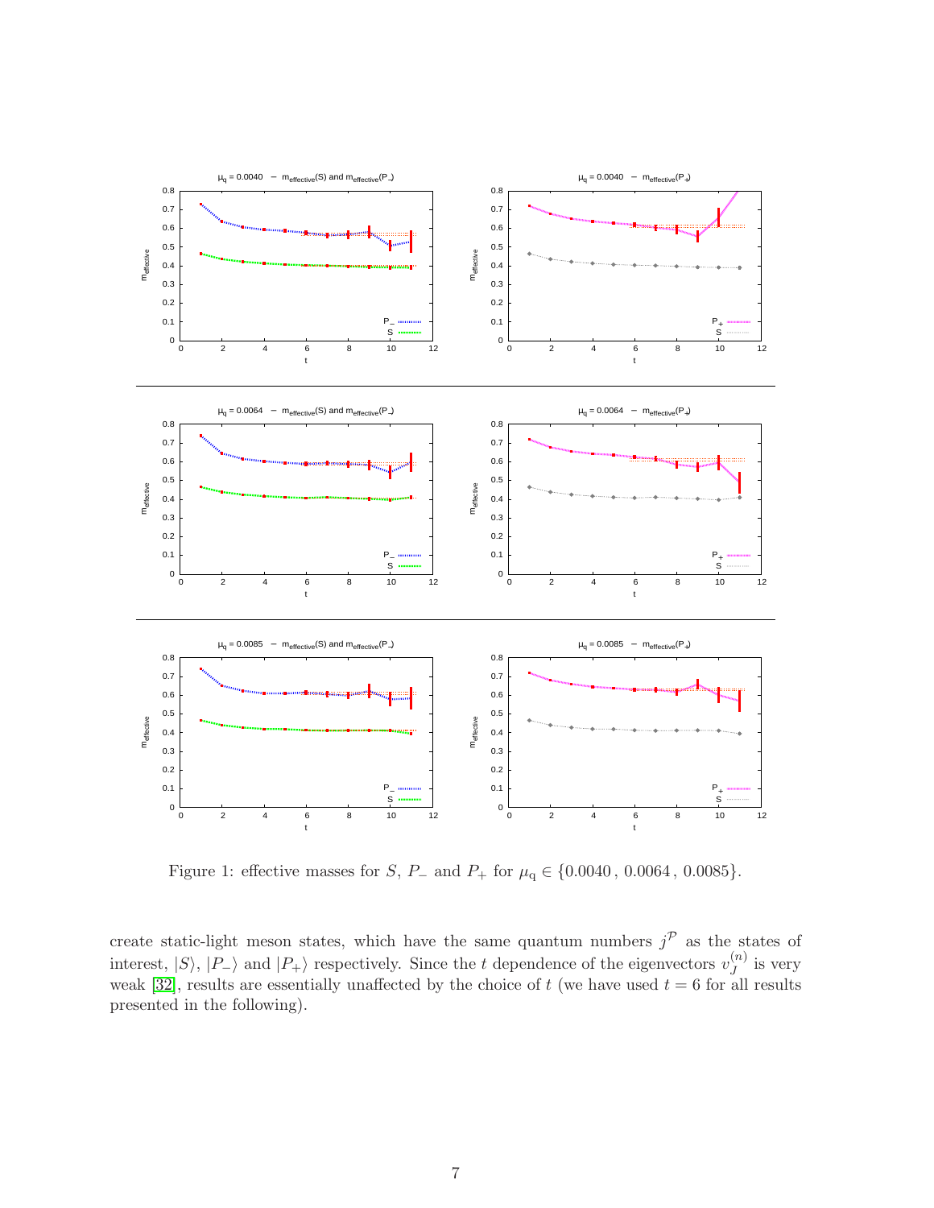Figure 1: effective masses for $S$, $P_-$ and $P_+$ for $\mu_q \in \{0.0040\,,\, 0.0064\,,\, 0.0085\}$.

create static-light meson states, which have the same quantum numbers $j^{\mathcal{P}}$ as the states of interest, $|S\rangle$, $|P_-\rangle$ and $|P_+\rangle$ respectively. Since the $t$ dependence of the eigenvectors $v_J^{(n)}$ is very weak [32], results are essentially unaffected by the choice of $t$ (we have used $t = 6$ for all results presented in the following).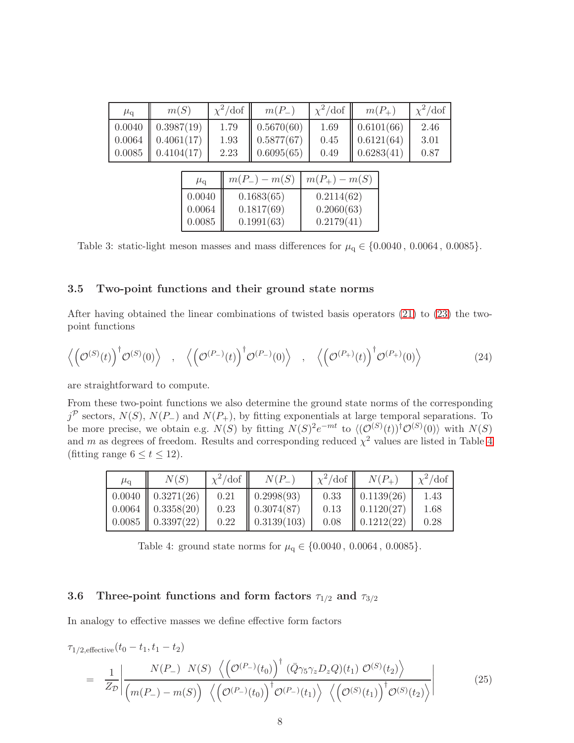| $\mu_q$ | $m(S)$ | $\chi^2$/dof | $m(P_-)$ | $\chi^2$/dof | $m(P_+)$ | $\chi^2$/dof |
|---|---|---|---|---|---|---|
| 0.0040 | 0.3987(19) | 1.79 | 0.5670(60) | 1.69 | 0.6101(66) | 2.46 |
| 0.0064 | 0.4061(17) | 1.93 | 0.5877(67) | 0.45 | 0.6121(64) | 3.01 |
| 0.0085 | 0.4104(17) | 2.23 | 0.6095(65) | 0.49 | 0.6283(41) | 0.87 |

| $\mu_q$ | $m(P_-) - m(S)$ | $m(P_+) - m(S)$ |
|---|---|---|
| 0.0040 | 0.1683(65) | 0.2114(62) |
| 0.0064 | 0.1817(69) | 0.2060(63) |
| 0.0085 | 0.1991(63) | 0.2179(41) |

Table 3: static-light meson masses and mass differences for $\mu_q \in \{0.0040\,,\,0.0064\,,\,0.0085\}$.

### 3.5 Two-point functions and their ground state norms

After having obtained the linear combinations of twisted basis operators (21) to (23) the two-point functions

$$\left\langle \left(\mathcal{O}^{(S)}(t)\right)^\dagger \mathcal{O}^{(S)}(0)\right\rangle \quad , \quad \left\langle \left(\mathcal{O}^{(P_-)}(t)\right)^\dagger \mathcal{O}^{(P_-)}(0)\right\rangle \quad , \quad \left\langle \left(\mathcal{O}^{(P_+)}(t)\right)^\dagger \mathcal{O}^{(P_+)}(0)\right\rangle \tag{24}$$

are straightforward to compute.

From these two-point functions we also determine the ground state norms of the corresponding $j^\mathcal{P}$ sectors, $N(S)$, $N(P_-)$ and $N(P_+)$, by fitting exponentials at large temporal separations. To be more precise, we obtain e.g. $N(S)$ by fitting $N(S)^2 e^{-mt}$ to $\langle(\mathcal{O}^{(S)}(t))^\dagger \mathcal{O}^{(S)}(0)\rangle$ with $N(S)$ and $m$ as degrees of freedom. Results and corresponding reduced $\chi^2$ values are listed in Table 4 (fitting range $6 \leq t \leq 12$).

| $\mu_q$ | $N(S)$ | $\chi^2$/dof | $N(P_-)$ | $\chi^2$/dof | $N(P_+)$ | $\chi^2$/dof |
|---|---|---|---|---|---|---|
| 0.0040 | 0.3271(26) | 0.21 | 0.2998(93) | 0.33 | 0.1139(26) | 1.43 |
| 0.0064 | 0.3358(20) | 0.23 | 0.3074(87) | 0.13 | 0.1120(27) | 1.68 |
| 0.0085 | 0.3397(22) | 0.22 | 0.3139(103) | 0.08 | 0.1212(22) | 0.28 |

Table 4: ground state norms for $\mu_q \in \{0.0040\,,\,0.0064\,,\,0.0085\}$.

### 3.6 Three-point functions and form factors $\tau_{1/2}$ and $\tau_{3/2}$

In analogy to effective masses we define effective form factors

$$\tau_{1/2,\text{effective}}(t_0 - t_1, t_1 - t_2) \\ = \frac{1}{Z_\mathcal{D}} \left| \frac{N(P_-)\;\; N(S)\;\; \left\langle \left(\mathcal{O}^{(P_-)}(t_0)\right)^\dagger \; (\bar{Q}\gamma_5\gamma_z D_z Q)(t_1)\; \mathcal{O}^{(S)}(t_2)\right\rangle}{\left(m(P_-) - m(S)\right)\;\; \left\langle \left(\mathcal{O}^{(P_-)}(t_0)\right)^\dagger \mathcal{O}^{(P_-)}(t_1)\right\rangle \;\; \left\langle \left(\mathcal{O}^{(S)}(t_1)\right)^\dagger \mathcal{O}^{(S)}(t_2)\right\rangle} \right| \tag{25}$$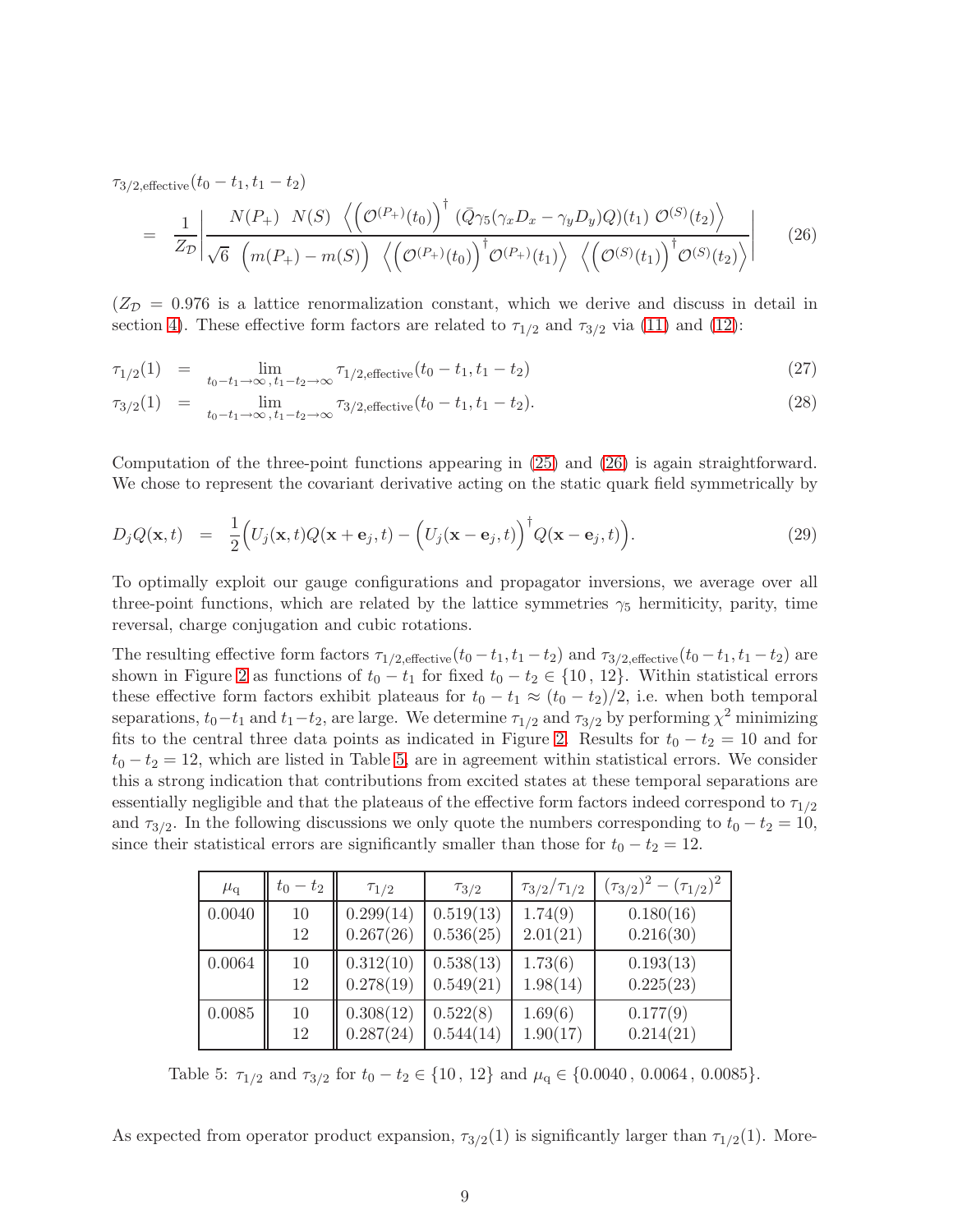$$\tau_{3/2,\text{effective}}(t_0 - t_1, t_1 - t_2)$$

$$= \frac{1}{Z_\mathcal{D}} \left| \frac{N(P_+) \ N(S) \ \left\langle \left(\mathcal{O}^{(P_+)}(t_0)\right)^\dagger \ (\bar{Q}\gamma_5(\gamma_x D_x - \gamma_y D_y)Q)(t_1) \ \mathcal{O}^{(S)}(t_2) \right\rangle}{\sqrt{6} \ \left(m(P_+) - m(S)\right) \ \left\langle \left(\mathcal{O}^{(P_+)}(t_0)\right)^\dagger \mathcal{O}^{(P_+)}(t_1) \right\rangle \ \left\langle \left(\mathcal{O}^{(S)}(t_1)\right)^\dagger \mathcal{O}^{(S)}(t_2) \right\rangle} \right| \tag{26}$$

($Z_\mathcal{D} = 0.976$ is a lattice renormalization constant, which we derive and discuss in detail in section 4). These effective form factors are related to $\tau_{1/2}$ and $\tau_{3/2}$ via (11) and (12):

$$\tau_{1/2}(1) = \lim_{t_0 - t_1 \to \infty \, , t_1 - t_2 \to \infty} \tau_{1/2,\text{effective}}(t_0 - t_1, t_1 - t_2) \tag{27}$$

$$\tau_{3/2}(1) = \lim_{t_0 - t_1 \to \infty \, , t_1 - t_2 \to \infty} \tau_{3/2,\text{effective}}(t_0 - t_1, t_1 - t_2). \tag{28}$$

Computation of the three-point functions appearing in (25) and (26) is again straightforward. We chose to represent the covariant derivative acting on the static quark field symmetrically by

$$D_j Q(\mathbf{x}, t) = \frac{1}{2}\Big(U_j(\mathbf{x}, t) Q(\mathbf{x} + \mathbf{e}_j, t) - \Big(U_j(\mathbf{x} - \mathbf{e}_j, t)\Big)^\dagger Q(\mathbf{x} - \mathbf{e}_j, t)\Big). \tag{29}$$

To optimally exploit our gauge configurations and propagator inversions, we average over all three-point functions, which are related by the lattice symmetries $\gamma_5$ hermiticity, parity, time reversal, charge conjugation and cubic rotations.

The resulting effective form factors $\tau_{1/2,\text{effective}}(t_0 - t_1, t_1 - t_2)$ and $\tau_{3/2,\text{effective}}(t_0 - t_1, t_1 - t_2)$ are shown in Figure 2 as functions of $t_0 - t_1$ for fixed $t_0 - t_2 \in \{10 \, , 12\}$. Within statistical errors these effective form factors exhibit plateaus for $t_0 - t_1 \approx (t_0 - t_2)/2$, i.e. when both temporal separations, $t_0 - t_1$ and $t_1 - t_2$, are large. We determine $\tau_{1/2}$ and $\tau_{3/2}$ by performing $\chi^2$ minimizing fits to the central three data points as indicated in Figure 2. Results for $t_0 - t_2 = 10$ and for $t_0 - t_2 = 12$, which are listed in Table 5, are in agreement within statistical errors. We consider this a strong indication that contributions from excited states at these temporal separations are essentially negligible and that the plateaus of the effective form factors indeed correspond to $\tau_{1/2}$ and $\tau_{3/2}$. In the following discussions we only quote the numbers corresponding to $t_0 - t_2 = 10$, since their statistical errors are significantly smaller than those for $t_0 - t_2 = 12$.

| $\mu_\text{q}$ | $t_0 - t_2$ | $\tau_{1/2}$ | $\tau_{3/2}$ | $\tau_{3/2}/\tau_{1/2}$ | $(\tau_{3/2})^2 - (\tau_{1/2})^2$ |
|---|---|---|---|---|---|
| 0.0040 | 10 | 0.299(14) | 0.519(13) | 1.74(9) | 0.180(16) |
| | 12 | 0.267(26) | 0.536(25) | 2.01(21) | 0.216(30) |
| 0.0064 | 10 | 0.312(10) | 0.538(13) | 1.73(6) | 0.193(13) |
| | 12 | 0.278(19) | 0.549(21) | 1.98(14) | 0.225(23) |
| 0.0085 | 10 | 0.308(12) | 0.522(8) | 1.69(6) | 0.177(9) |
| | 12 | 0.287(24) | 0.544(14) | 1.90(17) | 0.214(21) |

Table 5: $\tau_{1/2}$ and $\tau_{3/2}$ for $t_0 - t_2 \in \{10 \, , 12\}$ and $\mu_\text{q} \in \{0.0040 \, , 0.0064 \, , 0.0085\}$.

As expected from operator product expansion, $\tau_{3/2}(1)$ is significantly larger than $\tau_{1/2}(1)$. More-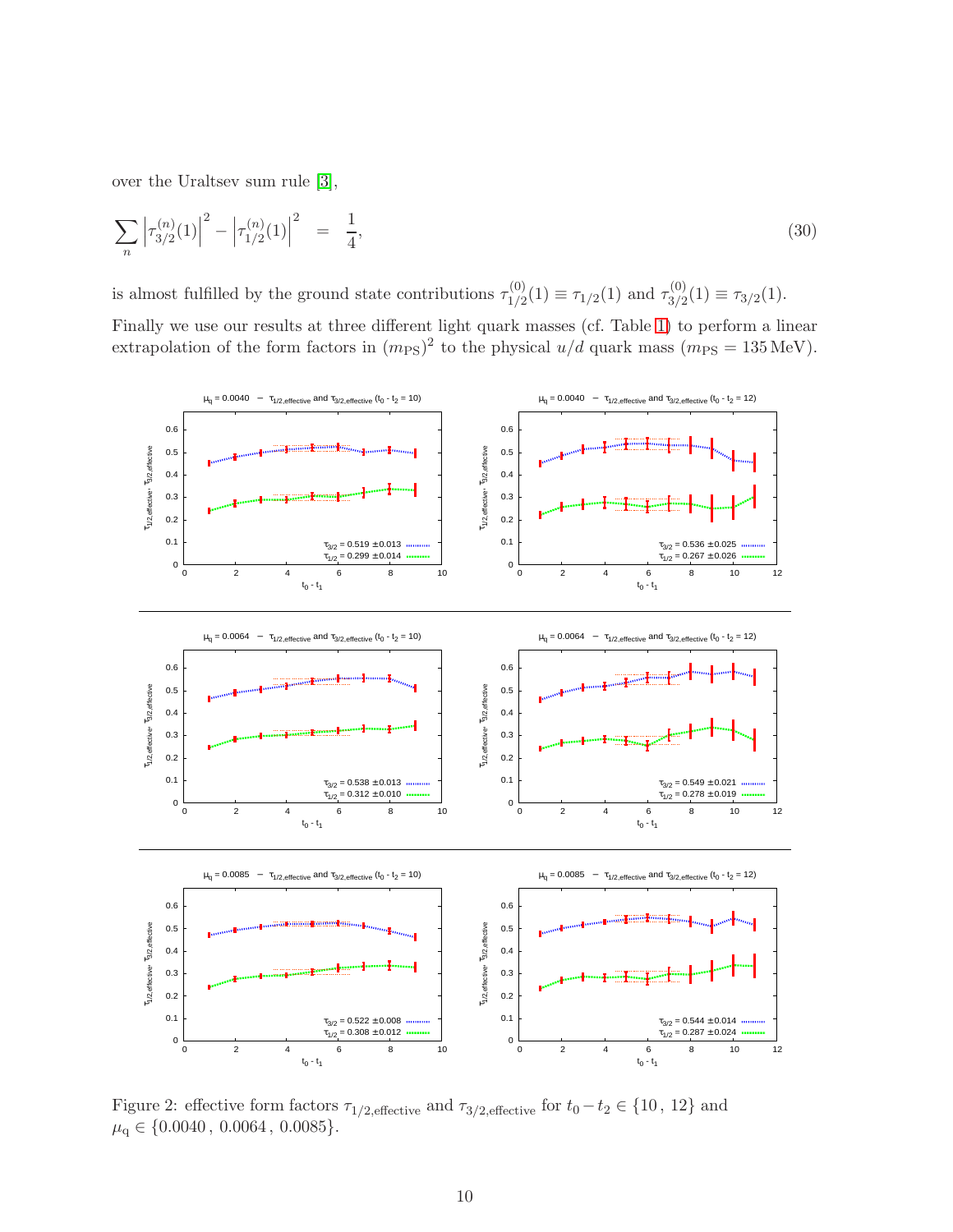over the Uraltsev sum rule [3],

$$\sum_n \left|\tau_{3/2}^{(n)}(1)\right|^2 - \left|\tau_{1/2}^{(n)}(1)\right|^2 \quad = \quad \frac{1}{4}, \tag{30}$$

is almost fulfilled by the ground state contributions $\tau_{1/2}^{(0)}(1) \equiv \tau_{1/2}(1)$ and $\tau_{3/2}^{(0)}(1) \equiv \tau_{3/2}(1)$.

Finally we use our results at three different light quark masses (cf. Table 1) to perform a linear extrapolation of the form factors in $(m_{\text{PS}})^2$ to the physical $u/d$ quark mass ($m_{\text{PS}} = 135\,\text{MeV}$).

Figure 2: effective form factors $\tau_{1/2,\text{effective}}$ and $\tau_{3/2,\text{effective}}$ for $t_0 - t_2 \in \{10\,,\ 12\}$ and $\mu_{\text{q}} \in \{0.0040\,,\ 0.0064\,,\ 0.0085\}$.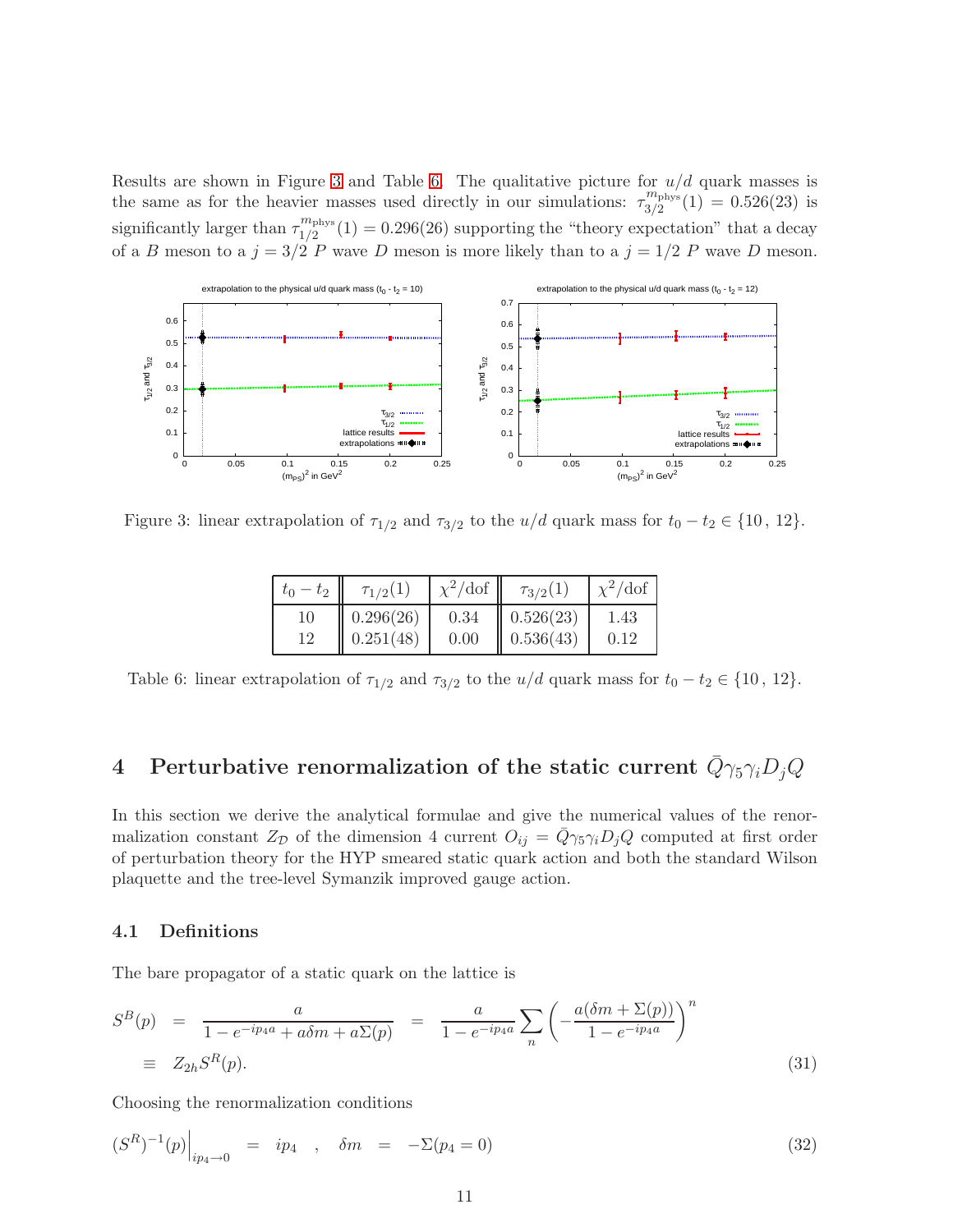Results are shown in Figure 3 and Table 6. The qualitative picture for $u/d$ quark masses is the same as for the heavier masses used directly in our simulations: $\tau_{3/2}^{m_\mathrm{phys}}(1) = 0.526(23)$ is significantly larger than $\tau_{1/2}^{m_\mathrm{phys}}(1) = 0.296(26)$ supporting the "theory expectation" that a decay of a $B$ meson to a $j = 3/2$ $P$ wave $D$ meson is more likely than to a $j = 1/2$ $P$ wave $D$ meson.

Figure 3: linear extrapolation of $\tau_{1/2}$ and $\tau_{3/2}$ to the $u/d$ quark mass for $t_0 - t_2 \in \{10\,,\,12\}$.

| $t_0 - t_2$ | $\tau_{1/2}(1)$ | $\chi^2/\mathrm{dof}$ | $\tau_{3/2}(1)$ | $\chi^2/\mathrm{dof}$ |
|---|---|---|---|---|
| 10 | 0.296(26) | 0.34 | 0.526(23) | 1.43 |
| 12 | 0.251(48) | 0.00 | 0.536(43) | 0.12 |

Table 6: linear extrapolation of $\tau_{1/2}$ and $\tau_{3/2}$ to the $u/d$ quark mass for $t_0 - t_2 \in \{10\,,\,12\}$.

# 4 Perturbative renormalization of the static current $\bar{Q}\gamma_5\gamma_i D_j Q$

In this section we derive the analytical formulae and give the numerical values of the renormalization constant $Z_\mathcal{D}$ of the dimension 4 current $O_{ij} = \bar{Q}\gamma_5\gamma_i D_j Q$ computed at first order of perturbation theory for the HYP smeared static quark action and both the standard Wilson plaquette and the tree-level Symanzik improved gauge action.

## 4.1 Definitions

The bare propagator of a static quark on the lattice is

$$
\begin{aligned}
S^B(p) &= \frac{a}{1 - e^{-ip_4 a} + a\delta m + a\Sigma(p)} = \frac{a}{1 - e^{-ip_4 a}} \sum_n \left( -\frac{a(\delta m + \Sigma(p))}{1 - e^{-ip_4 a}} \right)^n \\
&\equiv Z_{2h} S^R(p).
\end{aligned} \tag{31}
$$

Choosing the renormalization conditions

$$
(S^R)^{-1}(p)\Big|_{ip_4 \to 0} = ip_4 \quad , \quad \delta m = -\Sigma(p_4 = 0) \tag{32}
$$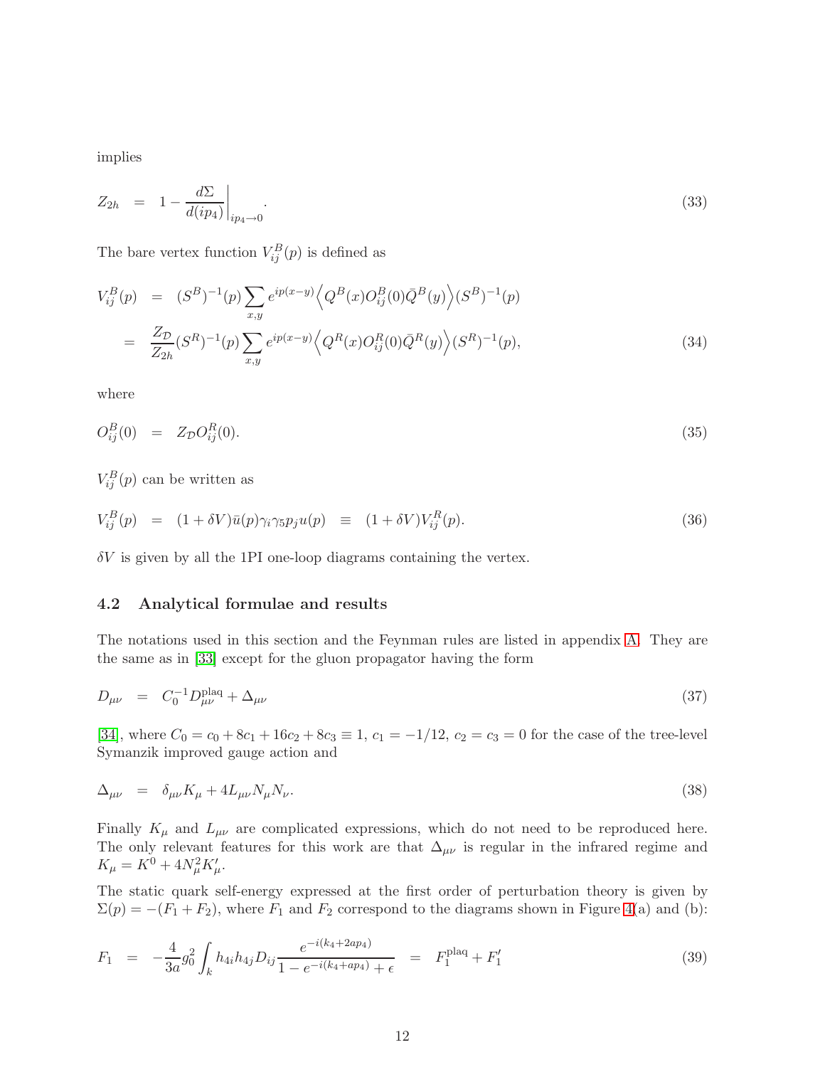implies

$$Z_{2h} \;=\; 1 - \left.\frac{d\Sigma}{d(ip_4)}\right|_{ip_4 \to 0}. \tag{33}$$

The bare vertex function $V^B_{ij}(p)$ is defined as

$$\begin{aligned}
V^B_{ij}(p) \;&=\; (S^B)^{-1}(p) \sum_{x,y} e^{ip(x-y)} \Big\langle Q^B(x) O^B_{ij}(0) \bar{Q}^B(y) \Big\rangle (S^B)^{-1}(p) \\
&=\; \frac{Z_{\mathcal{D}}}{Z_{2h}} (S^R)^{-1}(p) \sum_{x,y} e^{ip(x-y)} \Big\langle Q^R(x) O^R_{ij}(0) \bar{Q}^R(y) \Big\rangle (S^R)^{-1}(p),
\end{aligned} \tag{34}$$

where

$$O^B_{ij}(0) \;=\; Z_{\mathcal{D}} O^R_{ij}(0). \tag{35}$$

$V^B_{ij}(p)$ can be written as

$$V^B_{ij}(p) \;=\; (1+\delta V)\bar{u}(p)\gamma_i\gamma_5 p_j u(p) \;\equiv\; (1+\delta V) V^R_{ij}(p). \tag{36}$$

$\delta V$ is given by all the 1PI one-loop diagrams containing the vertex.

### 4.2 Analytical formulae and results

The notations used in this section and the Feynman rules are listed in appendix A. They are the same as in [33] except for the gluon propagator having the form

$$D_{\mu\nu} \;=\; C_0^{-1} D^{\text{plaq}}_{\mu\nu} + \Delta_{\mu\nu} \tag{37}$$

[34], where $C_0 = c_0 + 8c_1 + 16c_2 + 8c_3 \equiv 1$, $c_1 = -1/12$, $c_2 = c_3 = 0$ for the case of the tree-level Symanzik improved gauge action and

$$\Delta_{\mu\nu} \;=\; \delta_{\mu\nu} K_\mu + 4 L_{\mu\nu} N_\mu N_\nu. \tag{38}$$

Finally $K_\mu$ and $L_{\mu\nu}$ are complicated expressions, which do not need to be reproduced here. The only relevant features for this work are that $\Delta_{\mu\nu}$ is regular in the infrared regime and $K_\mu = K^0 + 4N_\mu^2 K'_\mu$.

The static quark self-energy expressed at the first order of perturbation theory is given by $\Sigma(p) = -(F_1 + F_2)$, where $F_1$ and $F_2$ correspond to the diagrams shown in Figure 4(a) and (b):

$$F_1 \;=\; -\frac{4}{3a} g_0^2 \int_k h_{4i} h_{4j} D_{ij} \frac{e^{-i(k_4 + 2ap_4)}}{1 - e^{-i(k_4 + ap_4)} + \epsilon} \;=\; F_1^{\text{plaq}} + F_1' \tag{39}$$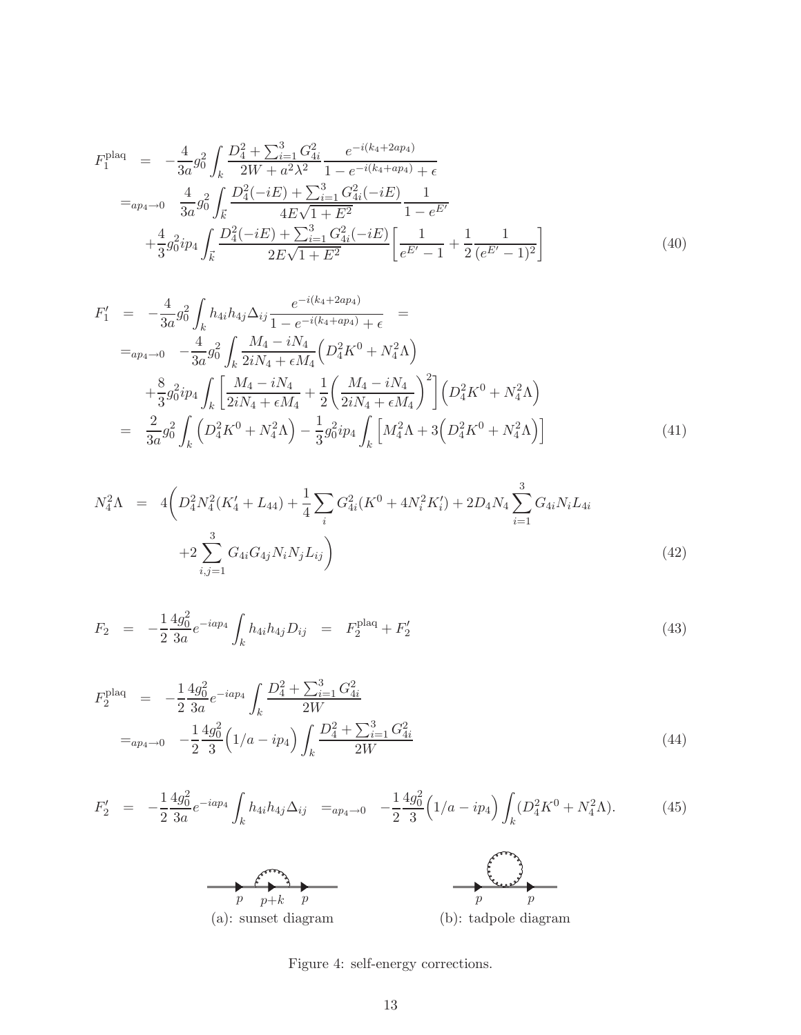$$
\begin{aligned}
F_1^{\rm plaq} &= -\frac{4}{3a} g_0^2 \int_k \frac{D_4^2 + \sum_{i=1}^3 G_{4i}^2}{2W + a^2\lambda^2} \frac{e^{-i(k_4 + 2ap_4)}}{1 - e^{-i(k_4 + ap_4)} + \epsilon} \\
&=_{ap_4 \to 0} \quad \frac{4}{3a} g_0^2 \int_{\vec{k}} \frac{D_4^2(-iE) + \sum_{i=1}^3 G_{4i}^2(-iE)}{4E\sqrt{1+E^2}} \frac{1}{1 - e^{E'}} \\
&\quad + \frac{4}{3} g_0^2 i p_4 \int_{\vec{k}} \frac{D_4^2(-iE) + \sum_{i=1}^3 G_{4i}^2(-iE)}{2E\sqrt{1+E^2}} \left[ \frac{1}{e^{E'} - 1} + \frac{1}{2} \frac{1}{(e^{E'} - 1)^2} \right]
\end{aligned} \tag{40}
$$

$$
\begin{aligned}
F_1' &= -\frac{4}{3a} g_0^2 \int_k h_{4i} h_{4j} \Delta_{ij} \frac{e^{-i(k_4 + 2ap_4)}}{1 - e^{-i(k_4 + ap_4)} + \epsilon} \quad = \\
&=_{ap_4 \to 0} \quad -\frac{4}{3a} g_0^2 \int_k \frac{M_4 - iN_4}{2iN_4 + \epsilon M_4} \Big( D_4^2 K^0 + N_4^2 \Lambda \Big) \\
&\quad + \frac{8}{3} g_0^2 i p_4 \int_k \left[ \frac{M_4 - iN_4}{2iN_4 + \epsilon M_4} + \frac{1}{2} \left( \frac{M_4 - iN_4}{2iN_4 + \epsilon M_4} \right)^2 \right] \Big( D_4^2 K^0 + N_4^2 \Lambda \Big) \\
&= \frac{2}{3a} g_0^2 \int_k \Big( D_4^2 K^0 + N_4^2 \Lambda \Big) - \frac{1}{3} g_0^2 i p_4 \int_k \Big[ M_4^2 \Lambda + 3\Big( D_4^2 K^0 + N_4^2 \Lambda \Big) \Big]
\end{aligned} \tag{41}
$$

$$
\begin{aligned}
N_4^2 \Lambda &= 4 \bigg( D_4^2 N_4^2 (K_4' + L_{44}) + \frac{1}{4} \sum_i G_{4i}^2 (K^0 + 4N_i^2 K_i') + 2 D_4 N_4 \sum_{i=1}^3 G_{4i} N_i L_{4i} \\
&\quad + 2 \sum_{i,j=1}^3 G_{4i} G_{4j} N_i N_j L_{ij} \bigg)
\end{aligned} \tag{42}
$$

$$
F_2 = -\frac{1}{2} \frac{4 g_0^2}{3a} e^{-iap_4} \int_k h_{4i} h_{4j} D_{ij} \quad = \quad F_2^{\rm plaq} + F_2' \tag{43}
$$

$$
\begin{aligned}
F_2^{\rm plaq} &= -\frac{1}{2} \frac{4 g_0^2}{3a} e^{-iap_4} \int_k \frac{D_4^2 + \sum_{i=1}^3 G_{4i}^2}{2W} \\
&=_{ap_4 \to 0} \quad -\frac{1}{2} \frac{4 g_0^2}{3} \Big( 1/a - i p_4 \Big) \int_k \frac{D_4^2 + \sum_{i=1}^3 G_{4i}^2}{2W}
\end{aligned} \tag{44}
$$

$$
F_2' = -\frac{1}{2} \frac{4 g_0^2}{3a} e^{-iap_4} \int_k h_{4i} h_{4j} \Delta_{ij} \quad =_{ap_4 \to 0} \quad -\frac{1}{2} \frac{4 g_0^2}{3} \Big( 1/a - i p_4 \Big) \int_k (D_4^2 K^0 + N_4^2 \Lambda). \tag{45}
$$

(a): sunset diagram (b): tadpole diagram

Figure 4: self-energy corrections.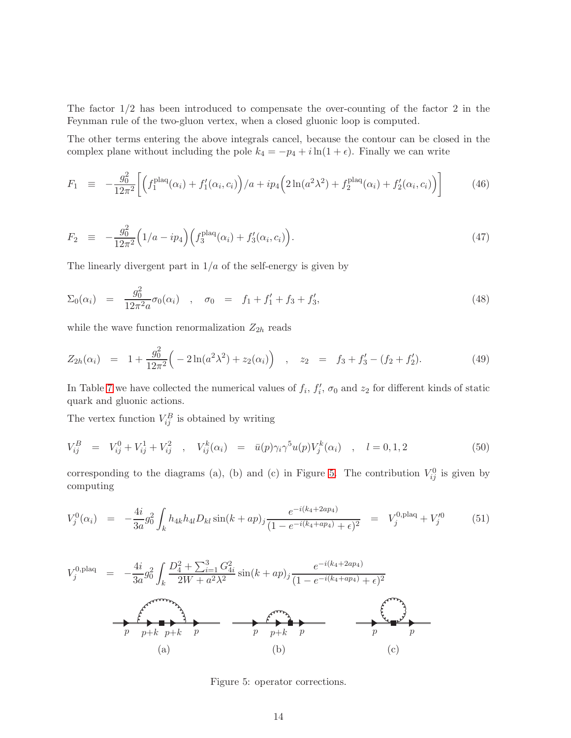The factor 1/2 has been introduced to compensate the over-counting of the factor 2 in the Feynman rule of the two-gluon vertex, when a closed gluonic loop is computed.

The other terms entering the above integrals cancel, because the contour can be closed in the complex plane without including the pole $k_4 = -p_4 + i\ln(1+\epsilon)$. Finally we can write

$$F_1 \equiv -\frac{g_0^2}{12\pi^2}\Big[\Big(f_1^{\rm plaq}(\alpha_i) + f_1'(\alpha_i, c_i)\Big)/a + ip_4\Big(2\ln(a^2\lambda^2) + f_2^{\rm plaq}(\alpha_i) + f_2'(\alpha_i, c_i)\Big)\Big] \tag{46}$$

$$F_2 \equiv -\frac{g_0^2}{12\pi^2}\Big(1/a - ip_4\Big)\Big(f_3^{\rm plaq}(\alpha_i) + f_3'(\alpha_i, c_i)\Big). \tag{47}$$

The linearly divergent part in $1/a$ of the self-energy is given by

$$\Sigma_0(\alpha_i) = \frac{g_0^2}{12\pi^2 a}\sigma_0(\alpha_i) \quad , \quad \sigma_0 = f_1 + f_1' + f_3 + f_3', \tag{48}$$

while the wave function renormalization $Z_{2h}$ reads

$$Z_{2h}(\alpha_i) = 1 + \frac{g_0^2}{12\pi^2}\Big(-2\ln(a^2\lambda^2) + z_2(\alpha_i)\Big) \quad , \quad z_2 = f_3 + f_3' - (f_2 + f_2'). \tag{49}$$

In Table 7 we have collected the numerical values of $f_i$, $f_i'$, $\sigma_0$ and $z_2$ for different kinds of static quark and gluonic actions.

The vertex function $V_{ij}^B$ is obtained by writing

$$V_{ij}^B = V_{ij}^0 + V_{ij}^1 + V_{ij}^2 \quad , \quad V_{ij}^k(\alpha_i) = \bar{u}(p)\gamma_i\gamma^5 u(p)V_j^k(\alpha_i) \quad , \quad l = 0,1,2 \tag{50}$$

corresponding to the diagrams (a), (b) and (c) in Figure 5. The contribution $V_{ij}^0$ is given by computing

$$V_j^0(\alpha_i) = -\frac{4i}{3a}g_0^2\int_k h_{4k}h_{4l}D_{kl}\sin(k+ap)_j\frac{e^{-i(k_4+2ap_4)}}{(1-e^{-i(k_4+ap_4)}+\epsilon)^2} = V_j^{0,\rm plaq} + V_j'^0 \tag{51}$$

$$V_j^{0,\rm plaq} = -\frac{4i}{3a}g_0^2\int_k \frac{D_4^2 + \sum_{i=1}^3 G_{4i}^2}{2W + a^2\lambda^2}\sin(k+ap)_j\frac{e^{-i(k_4+2ap_4)}}{(1-e^{-i(k_4+ap_4)}+\epsilon)^2}$$

Figure 5: operator corrections.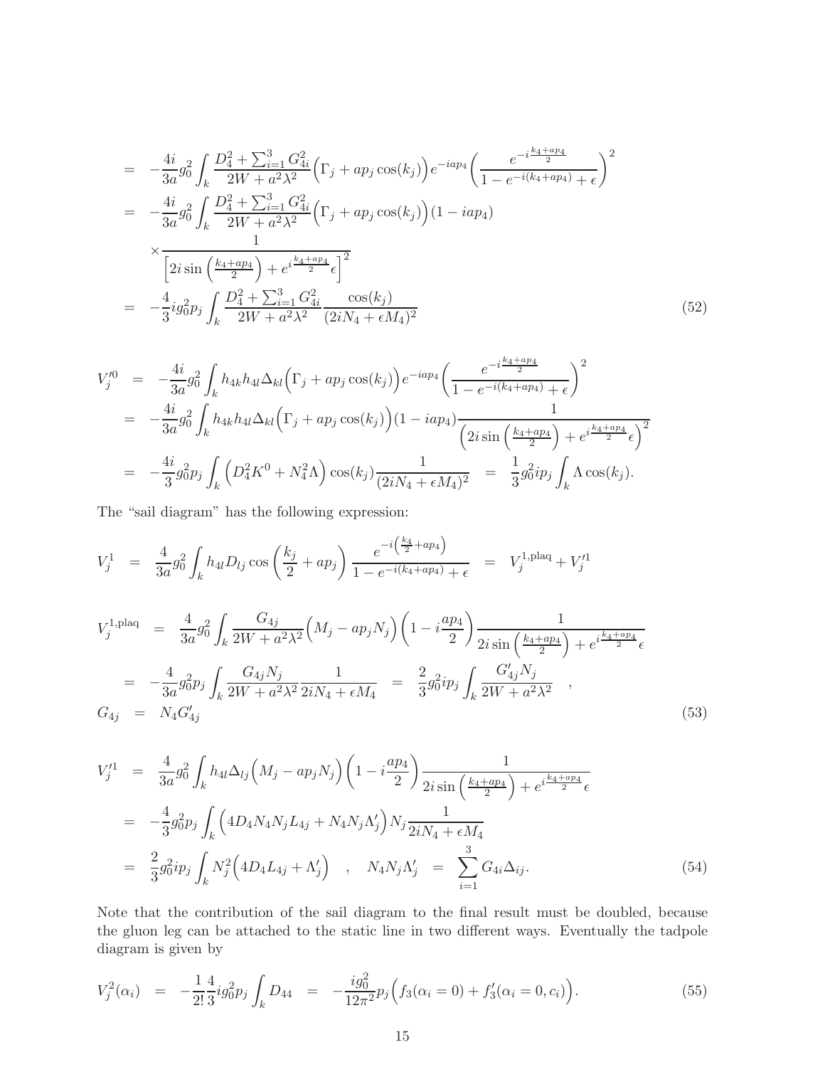$$
\begin{aligned}
&= -\frac{4i}{3a} g_0^2 \int_k \frac{D_4^2 + \sum_{i=1}^3 G_{4i}^2}{2W + a^2\lambda^2} \Big(\Gamma_j + ap_j \cos(k_j)\Big) e^{-iap_4} \left( \frac{e^{-i\frac{k_4+ap_4}{2}}}{1 - e^{-i(k_4+ap_4)} + \epsilon} \right)^2 \\
&= -\frac{4i}{3a} g_0^2 \int_k \frac{D_4^2 + \sum_{i=1}^3 G_{4i}^2}{2W + a^2\lambda^2} \Big(\Gamma_j + ap_j \cos(k_j)\Big) (1 - iap_4) \\
&\quad \times \frac{1}{\left[2i \sin\left(\frac{k_4+ap_4}{2}\right) + e^{i\frac{k_4+ap_4}{2}}\epsilon\right]^2} \\
&= -\frac{4}{3} i g_0^2 p_j \int_k \frac{D_4^2 + \sum_{i=1}^3 G_{4i}^2}{2W + a^2\lambda^2} \frac{\cos(k_j)}{(2iN_4 + \epsilon M_4)^2}
\end{aligned}
\tag{52}
$$

$$
\begin{aligned}
V_j'^0 &= -\frac{4i}{3a} g_0^2 \int_k h_{4k} h_{4l} \Delta_{kl} \Big(\Gamma_j + ap_j \cos(k_j)\Big) e^{-iap_4} \left( \frac{e^{-i\frac{k_4+ap_4}{2}}}{1 - e^{-i(k_4+ap_4)} + \epsilon} \right)^2 \\
&= -\frac{4i}{3a} g_0^2 \int_k h_{4k} h_{4l} \Delta_{kl} \Big(\Gamma_j + ap_j \cos(k_j)\Big) (1 - iap_4) \frac{1}{\left(2i \sin\left(\frac{k_4+ap_4}{2}\right) + e^{i\frac{k_4+ap_4}{2}}\epsilon\right)^2} \\
&= -\frac{4i}{3} g_0^2 p_j \int_k \left(D_4^2 K^0 + N_4^2 \Lambda\right) \cos(k_j) \frac{1}{(2iN_4 + \epsilon M_4)^2} \quad = \quad \frac{1}{3} g_0^2 i p_j \int_k \Lambda \cos(k_j).
\end{aligned}
$$

The "sail diagram" has the following expression:

$$
V_j^1 \quad = \quad \frac{4}{3a} g_0^2 \int_k h_{4l} D_{lj} \cos\left(\frac{k_j}{2} + ap_j\right) \frac{e^{-i\left(\frac{k_4}{2} + ap_4\right)}}{1 - e^{-i(k_4+ap_4)} + \epsilon} \quad = \quad V_j^{1,\text{plaq}} + V_j'^1
$$

$$
\begin{aligned}
V_j^{1,\text{plaq}} &= \frac{4}{3a} g_0^2 \int_k \frac{G_{4j}}{2W + a^2\lambda^2} \Big(M_j - ap_j N_j\Big) \left(1 - i\frac{ap_4}{2}\right) \frac{1}{2i \sin\left(\frac{k_4+ap_4}{2}\right) + e^{i\frac{k_4+ap_4}{2}}\epsilon} \\
&= -\frac{4}{3a} g_0^2 p_j \int_k \frac{G_{4j} N_j}{2W + a^2\lambda^2} \frac{1}{2iN_4 + \epsilon M_4} \quad = \quad \frac{2}{3} g_0^2 i p_j \int_k \frac{G'_{4j} N_j}{2W + a^2\lambda^2} \quad , \\
G_{4j} &= N_4 G'_{4j}
\end{aligned}
\tag{53}
$$

$$
\begin{aligned}
V_j'^1 &= \frac{4}{3a} g_0^2 \int_k h_{4l} \Delta_{lj} \Big(M_j - ap_j N_j\Big) \left(1 - i\frac{ap_4}{2}\right) \frac{1}{2i \sin\left(\frac{k_4+ap_4}{2}\right) + e^{i\frac{k_4+ap_4}{2}}\epsilon} \\
&= -\frac{4}{3} g_0^2 p_j \int_k \Big(4D_4 N_4 N_j L_{4j} + N_4 N_j \Lambda_j'\Big) N_j \frac{1}{2iN_4 + \epsilon M_4} \\
&= \frac{2}{3} g_0^2 i p_j \int_k N_j^2 \Big(4D_4 L_{4j} + \Lambda_j'\Big) \quad , \quad N_4 N_j \Lambda_j' \quad = \quad \sum_{i=1}^3 G_{4i} \Delta_{ij}.
\end{aligned}
\tag{54}
$$

Note that the contribution of the sail diagram to the final result must be doubled, because the gluon leg can be attached to the static line in two different ways. Eventually the tadpole diagram is given by

$$
V_j^2(\alpha_i) \quad = \quad -\frac{1}{2!}\frac{4}{3} i g_0^2 p_j \int_k D_{44} \quad = \quad -\frac{i g_0^2}{12\pi^2} p_j \Big(f_3(\alpha_i = 0) + f_3'(\alpha_i = 0, c_i)\Big).
\tag{55}
$$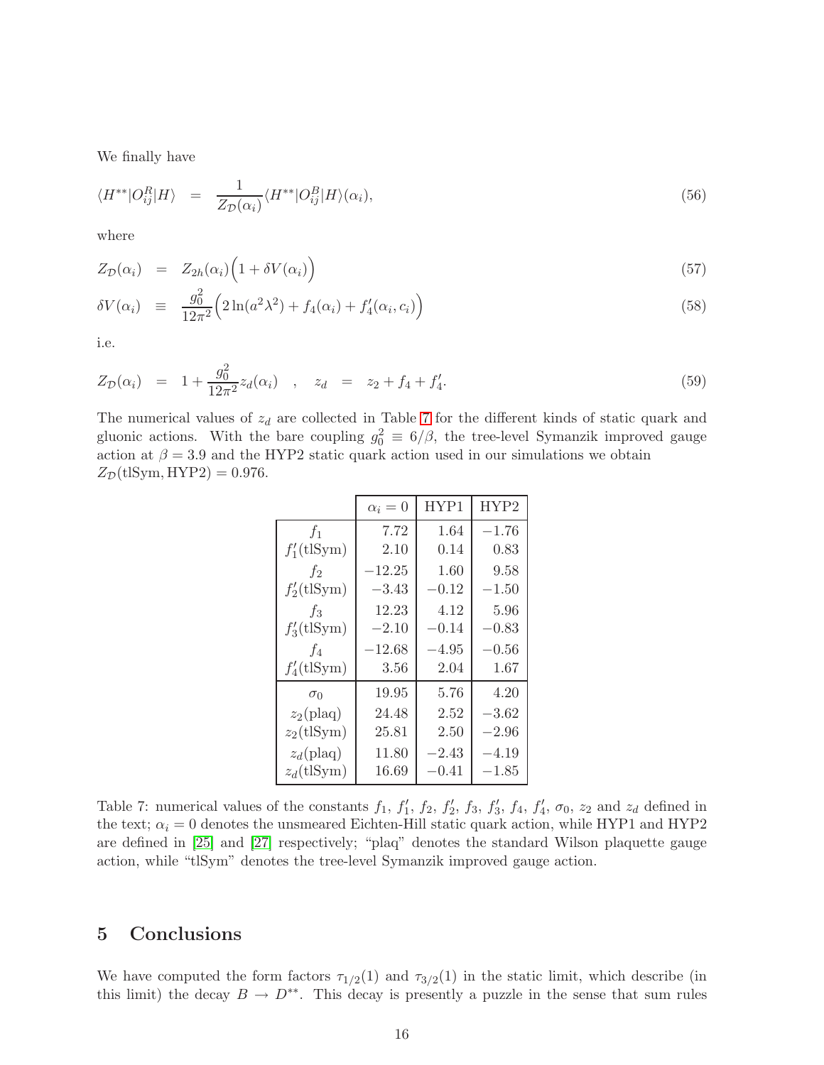We finally have

$$\langle H^{**}|O_{ij}^{R}|H\rangle = \frac{1}{Z_{\mathcal{D}}(\alpha_i)}\langle H^{**}|O_{ij}^{B}|H\rangle(\alpha_i), \tag{56}$$

where

$$Z_{\mathcal{D}}(\alpha_i) = Z_{2h}(\alpha_i)\Big(1+\delta V(\alpha_i)\Big) \tag{57}$$

$$\delta V(\alpha_i) \equiv \frac{g_0^2}{12\pi^2}\Big(2\ln(a^2\lambda^2)+f_4(\alpha_i)+f_4'(\alpha_i,c_i)\Big) \tag{58}$$

i.e.

$$Z_{\mathcal{D}}(\alpha_i) = 1+\frac{g_0^2}{12\pi^2}z_d(\alpha_i) \quad , \quad z_d = z_2+f_4+f_4'. \tag{59}$$

The numerical values of $z_d$ are collected in Table 7 for the different kinds of static quark and gluonic actions. With the bare coupling $g_0^2 \equiv 6/\beta$, the tree-level Symanzik improved gauge action at $\beta = 3.9$ and the HYP2 static quark action used in our simulations we obtain $Z_{\mathcal{D}}(\mathrm{tlSym},\mathrm{HYP2}) = 0.976$.

| | $\alpha_i = 0$ | HYP1 | HYP2 |
|---|---|---|---|
| $f_1$ | 7.72 | 1.64 | $-1.76$ |
| $f_1'(\mathrm{tlSym})$ | 2.10 | 0.14 | 0.83 |
| $f_2$ | $-12.25$ | 1.60 | 9.58 |
| $f_2'(\mathrm{tlSym})$ | $-3.43$ | $-0.12$ | $-1.50$ |
| $f_3$ | 12.23 | 4.12 | 5.96 |
| $f_3'(\mathrm{tlSym})$ | $-2.10$ | $-0.14$ | $-0.83$ |
| $f_4$ | $-12.68$ | $-4.95$ | $-0.56$ |
| $f_4'(\mathrm{tlSym})$ | 3.56 | 2.04 | 1.67 |
| $\sigma_0$ | 19.95 | 5.76 | 4.20 |
| $z_2(\mathrm{plaq})$ | 24.48 | 2.52 | $-3.62$ |
| $z_2(\mathrm{tlSym})$ | 25.81 | 2.50 | $-2.96$ |
| $z_d(\mathrm{plaq})$ | 11.80 | $-2.43$ | $-4.19$ |
| $z_d(\mathrm{tlSym})$ | 16.69 | $-0.41$ | $-1.85$ |

Table 7: numerical values of the constants $f_1$, $f_1'$, $f_2$, $f_2'$, $f_3$, $f_3'$, $f_4$, $f_4'$, $\sigma_0$, $z_2$ and $z_d$ defined in the text; $\alpha_i = 0$ denotes the unsmeared Eichten-Hill static quark action, while HYP1 and HYP2 are defined in [25] and [27] respectively; "plaq" denotes the standard Wilson plaquette gauge action, while "tlSym" denotes the tree-level Symanzik improved gauge action.

# 5 Conclusions

We have computed the form factors $\tau_{1/2}(1)$ and $\tau_{3/2}(1)$ in the static limit, which describe (in this limit) the decay $B \to D^{**}$. This decay is presently a puzzle in the sense that sum rules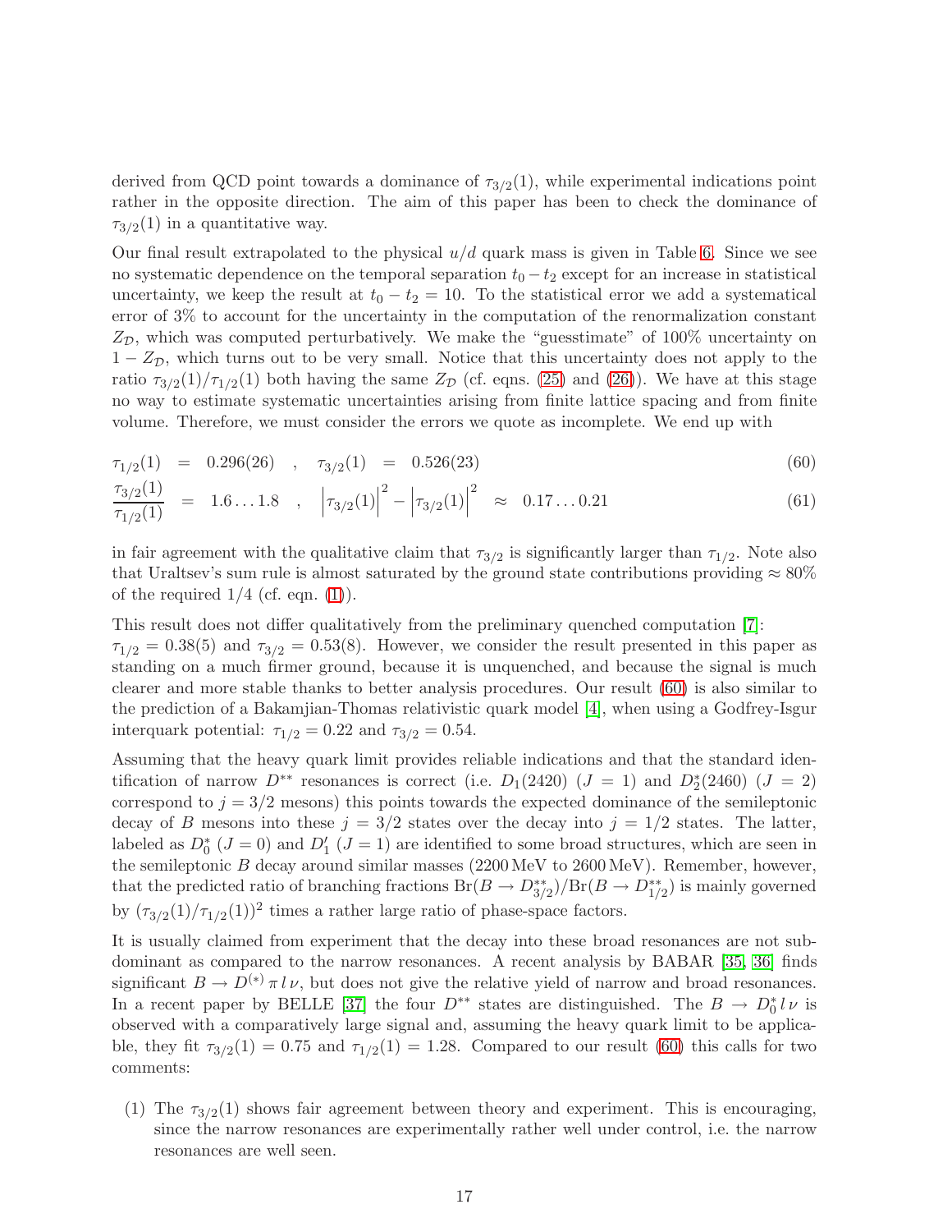derived from QCD point towards a dominance of $\tau_{3/2}(1)$, while experimental indications point rather in the opposite direction. The aim of this paper has been to check the dominance of $\tau_{3/2}(1)$ in a quantitative way.

Our final result extrapolated to the physical $u/d$ quark mass is given in Table 6. Since we see no systematic dependence on the temporal separation $t_0 - t_2$ except for an increase in statistical uncertainty, we keep the result at $t_0 - t_2 = 10$. To the statistical error we add a systematical error of 3% to account for the uncertainty in the computation of the renormalization constant $Z_{\mathcal{D}}$, which was computed perturbatively. We make the "guesstimate" of 100% uncertainty on $1 - Z_{\mathcal{D}}$, which turns out to be very small. Notice that this uncertainty does not apply to the ratio $\tau_{3/2}(1)/\tau_{1/2}(1)$ both having the same $Z_{\mathcal{D}}$ (cf. eqns. (25) and (26)). We have at this stage no way to estimate systematic uncertainties arising from finite lattice spacing and from finite volume. Therefore, we must consider the errors we quote as incomplete. We end up with

$$\tau_{1/2}(1) \;=\; 0.296(26) \quad , \quad \tau_{3/2}(1) \;=\; 0.526(23) \tag{60}$$

$$\frac{\tau_{3/2}(1)}{\tau_{1/2}(1)} \;=\; 1.6\ldots1.8 \quad , \quad \left|\tau_{3/2}(1)\right|^2 - \left|\tau_{3/2}(1)\right|^2 \;\approx\; 0.17\ldots0.21 \tag{61}$$

in fair agreement with the qualitative claim that $\tau_{3/2}$ is significantly larger than $\tau_{1/2}$. Note also that Uraltsev's sum rule is almost saturated by the ground state contributions providing $\approx 80\%$ of the required $1/4$ (cf. eqn. (1)).

This result does not differ qualitatively from the preliminary quenched computation [7]: $\tau_{1/2} = 0.38(5)$ and $\tau_{3/2} = 0.53(8)$. However, we consider the result presented in this paper as standing on a much firmer ground, because it is unquenched, and because the signal is much clearer and more stable thanks to better analysis procedures. Our result (60) is also similar to the prediction of a Bakamjian-Thomas relativistic quark model [4], when using a Godfrey-Isgur interquark potential: $\tau_{1/2} = 0.22$ and $\tau_{3/2} = 0.54$.

Assuming that the heavy quark limit provides reliable indications and that the standard identification of narrow $D^{**}$ resonances is correct (i.e. $D_1(2420)$ ($J = 1$) and $D_2^*(2460)$ ($J = 2$) correspond to $j = 3/2$ mesons) this points towards the expected dominance of the semileptonic decay of $B$ mesons into these $j = 3/2$ states over the decay into $j = 1/2$ states. The latter, labeled as $D_0^*$ ($J = 0$) and $D_1'$ ($J = 1$) are identified to some broad structures, which are seen in the semileptonic $B$ decay around similar masses (2200 MeV to 2600 MeV). Remember, however, that the predicted ratio of branching fractions $\mathrm{Br}(B \to D^{**}_{3/2})/\mathrm{Br}(B \to D^{**}_{1/2})$ is mainly governed by $(\tau_{3/2}(1)/\tau_{1/2}(1))^2$ times a rather large ratio of phase-space factors.

It is usually claimed from experiment that the decay into these broad resonances are not subdominant as compared to the narrow resonances. A recent analysis by BABAR [35, 36] finds significant $B \to D^{(*)}\,\pi\,l\,\nu$, but does not give the relative yield of narrow and broad resonances. In a recent paper by BELLE [37] the four $D^{**}$ states are distinguished. The $B \to D_0^*\,l\,\nu$ is observed with a comparatively large signal and, assuming the heavy quark limit to be applicable, they fit $\tau_{3/2}(1) = 0.75$ and $\tau_{1/2}(1) = 1.28$. Compared to our result (60) this calls for two comments:

(1) The $\tau_{3/2}(1)$ shows fair agreement between theory and experiment. This is encouraging, since the narrow resonances are experimentally rather well under control, i.e. the narrow resonances are well seen.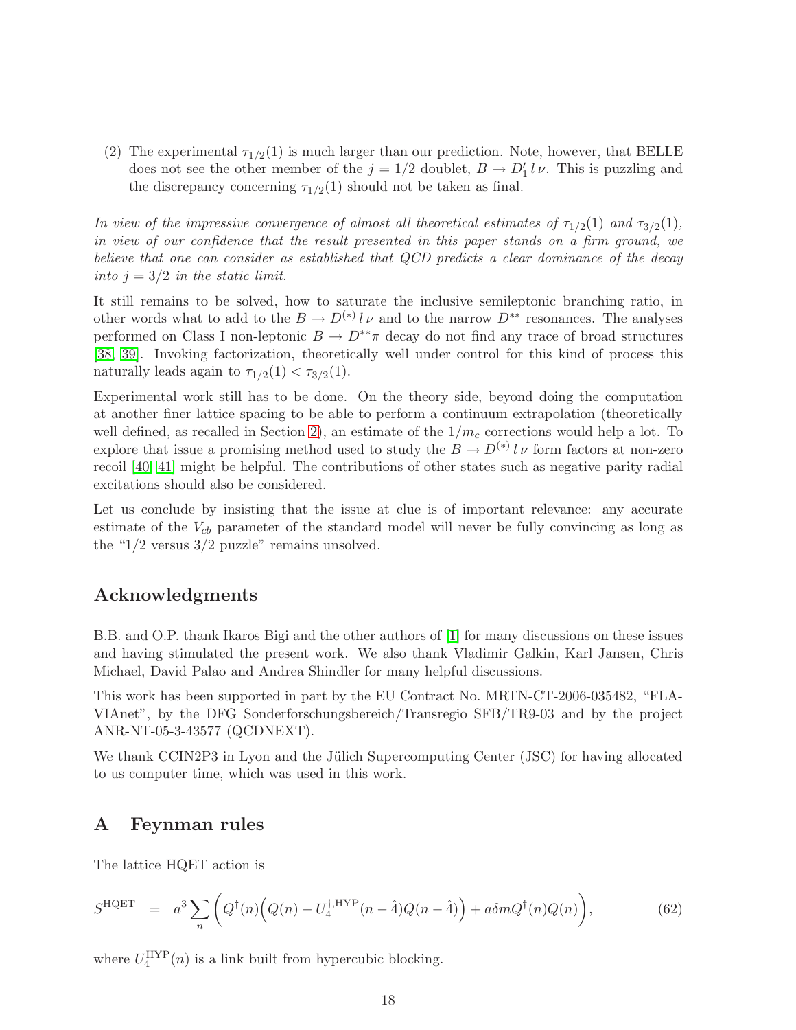(2) The experimental $\tau_{1/2}(1)$ is much larger than our prediction. Note, however, that BELLE does not see the other member of the $j = 1/2$ doublet, $B \to D'_1\, l\, \nu$. This is puzzling and the discrepancy concerning $\tau_{1/2}(1)$ should not be taken as final.

*In view of the impressive convergence of almost all theoretical estimates of $\tau_{1/2}(1)$ and $\tau_{3/2}(1)$, in view of our confidence that the result presented in this paper stands on a firm ground, we believe that one can consider as established that QCD predicts a clear dominance of the decay into $j = 3/2$ in the static limit.*

It still remains to be solved, how to saturate the inclusive semileptonic branching ratio, in other words what to add to the $B \to D^{(*)}\, l\, \nu$ and to the narrow $D^{**}$ resonances. The analyses performed on Class I non-leptonic $B \to D^{**}\pi$ decay do not find any trace of broad structures [38, 39]. Invoking factorization, theoretically well under control for this kind of process this naturally leads again to $\tau_{1/2}(1) < \tau_{3/2}(1)$.

Experimental work still has to be done. On the theory side, beyond doing the computation at another finer lattice spacing to be able to perform a continuum extrapolation (theoretically well defined, as recalled in Section 2), an estimate of the $1/m_c$ corrections would help a lot. To explore that issue a promising method used to study the $B \to D^{(*)}\, l\, \nu$ form factors at non-zero recoil [40, 41] might be helpful. The contributions of other states such as negative parity radial excitations should also be considered.

Let us conclude by insisting that the issue at clue is of important relevance: any accurate estimate of the $V_{cb}$ parameter of the standard model will never be fully convincing as long as the "1/2 versus 3/2 puzzle" remains unsolved.

## Acknowledgments

B.B. and O.P. thank Ikaros Bigi and the other authors of [1] for many discussions on these issues and having stimulated the present work. We also thank Vladimir Galkin, Karl Jansen, Chris Michael, David Palao and Andrea Shindler for many helpful discussions.

This work has been supported in part by the EU Contract No. MRTN-CT-2006-035482, "FLAVIAnet", by the DFG Sonderforschungsbereich/Transregio SFB/TR9-03 and by the project ANR-NT-05-3-43577 (QCDNEXT).

We thank CCIN2P3 in Lyon and the Jülich Supercomputing Center (JSC) for having allocated to us computer time, which was used in this work.

## A Feynman rules

The lattice HQET action is

$$S^{\mathrm{HQET}} \;=\; a^3 \sum_n \bigg( Q^\dagger(n)\Big(Q(n) - U_4^{\dagger,\mathrm{HYP}}(n-\hat{4})Q(n-\hat{4})\Big) + a\delta m Q^\dagger(n)Q(n)\bigg), \tag{62}$$

where $U_4^{\mathrm{HYP}}(n)$ is a link built from hypercubic blocking.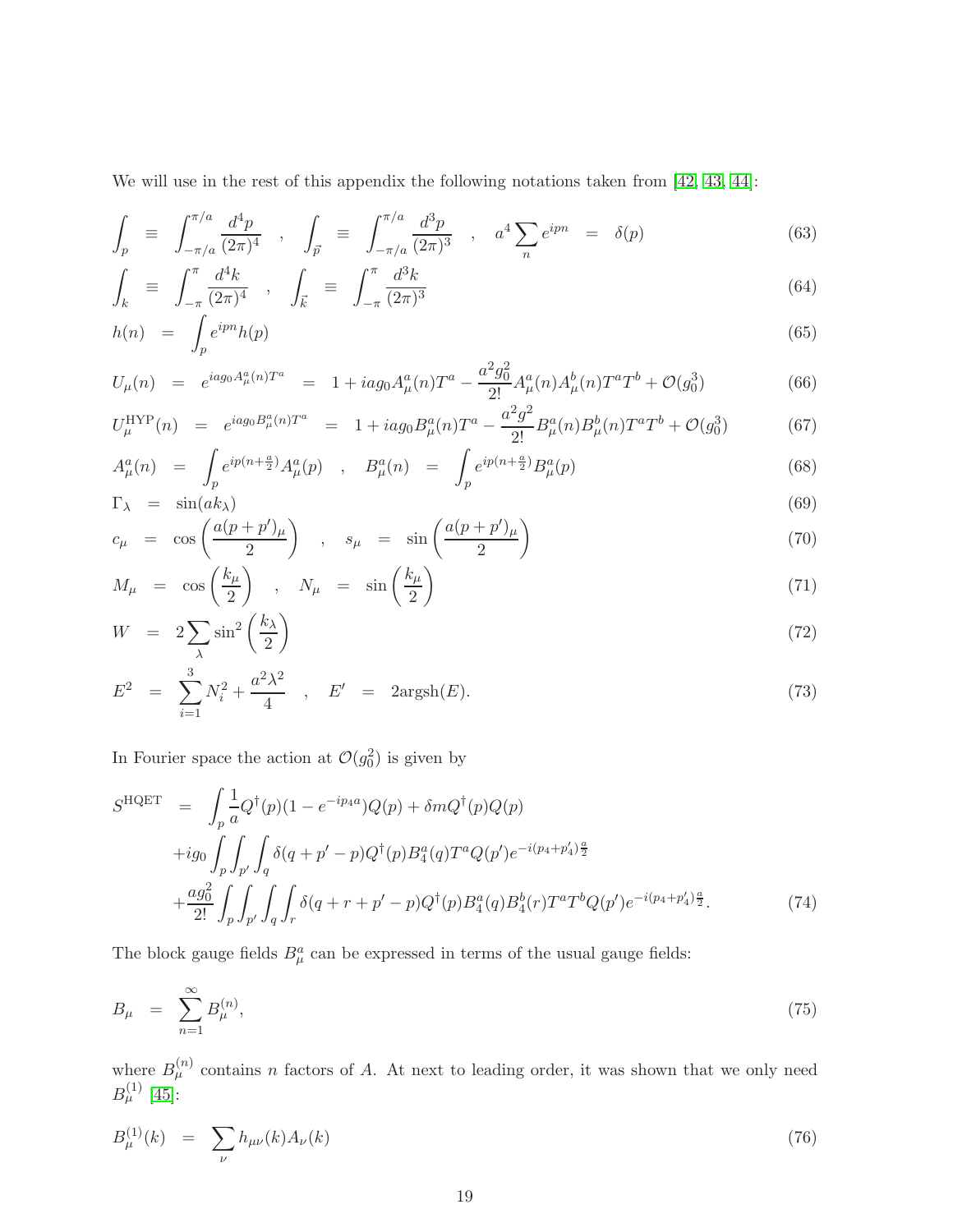We will use in the rest of this appendix the following notations taken from [42, 43, 44]:

$$\int_p \equiv \int_{-\pi/a}^{\pi/a} \frac{d^4p}{(2\pi)^4} \quad , \quad \int_{\vec{p}} \equiv \int_{-\pi/a}^{\pi/a} \frac{d^3p}{(2\pi)^3} \quad , \quad a^4 \sum_n e^{ipn} \;=\; \delta(p) \tag{63}$$

$$\int_k \equiv \int_{-\pi}^{\pi} \frac{d^4k}{(2\pi)^4} \quad , \quad \int_{\vec{k}} \equiv \int_{-\pi}^{\pi} \frac{d^3k}{(2\pi)^3} \tag{64}$$

$$h(n) = \int_p e^{ipn} h(p) \tag{65}$$

$$U_\mu(n) = e^{iag_0 A^a_\mu(n) T^a} = 1 + iag_0 A^a_\mu(n) T^a - \frac{a^2 g_0^2}{2!} A^a_\mu(n) A^b_\mu(n) T^a T^b + \mathcal{O}(g_0^3) \tag{66}$$

$$U^{\rm HYP}_\mu(n) = e^{iag_0 B^a_\mu(n) T^a} = 1 + iag_0 B^a_\mu(n) T^a - \frac{a^2 g^2}{2!} B^a_\mu(n) B^b_\mu(n) T^a T^b + \mathcal{O}(g_0^3) \tag{67}$$

$$A^a_\mu(n) = \int_p e^{ip(n+\frac{a}{2})} A^a_\mu(p) \quad , \quad B^a_\mu(n) = \int_p e^{ip(n+\frac{a}{2})} B^a_\mu(p) \tag{68}$$

$$\Gamma_\lambda = \sin(ak_\lambda) \tag{69}$$

$$c_\mu = \cos\left(\frac{a(p+p')_\mu}{2}\right) \quad , \quad s_\mu = \sin\left(\frac{a(p+p')_\mu}{2}\right) \tag{70}$$

$$M_\mu = \cos\left(\frac{k_\mu}{2}\right) \quad , \quad N_\mu = \sin\left(\frac{k_\mu}{2}\right) \tag{71}$$

$$W = 2\sum_\lambda \sin^2\left(\frac{k_\lambda}{2}\right) \tag{72}$$

$$E^2 = \sum_{i=1}^{3} N_i^2 + \frac{a^2\lambda^2}{4} \quad , \quad E' = 2\text{argsh}(E). \tag{73}$$

In Fourier space the action at $\mathcal{O}(g_0^2)$ is given by

$$\begin{aligned}
S^{\rm HQET} \;=\; & \int_p \frac{1}{a} Q^\dagger(p)(1 - e^{-ip_4 a}) Q(p) + \delta m Q^\dagger(p) Q(p) \\
& + ig_0 \int_p \int_{p'} \int_q \delta(q + p' - p) Q^\dagger(p) B^a_4(q) T^a Q(p') e^{-i(p_4+p'_4)\frac{a}{2}} \\
& + \frac{ag_0^2}{2!} \int_p \int_{p'} \int_q \int_r \delta(q + r + p' - p) Q^\dagger(p) B^a_4(q) B^b_4(r) T^a T^b Q(p') e^{-i(p_4+p'_4)\frac{a}{2}}.
\end{aligned} \tag{74}$$

The block gauge fields $B^a_\mu$ can be expressed in terms of the usual gauge fields:

$$B_\mu = \sum_{n=1}^{\infty} B^{(n)}_\mu, \tag{75}$$

where $B^{(n)}_\mu$ contains $n$ factors of $A$. At next to leading order, it was shown that we only need $B^{(1)}_\mu$ [45]:

$$B^{(1)}_\mu(k) = \sum_\nu h_{\mu\nu}(k) A_\nu(k) \tag{76}$$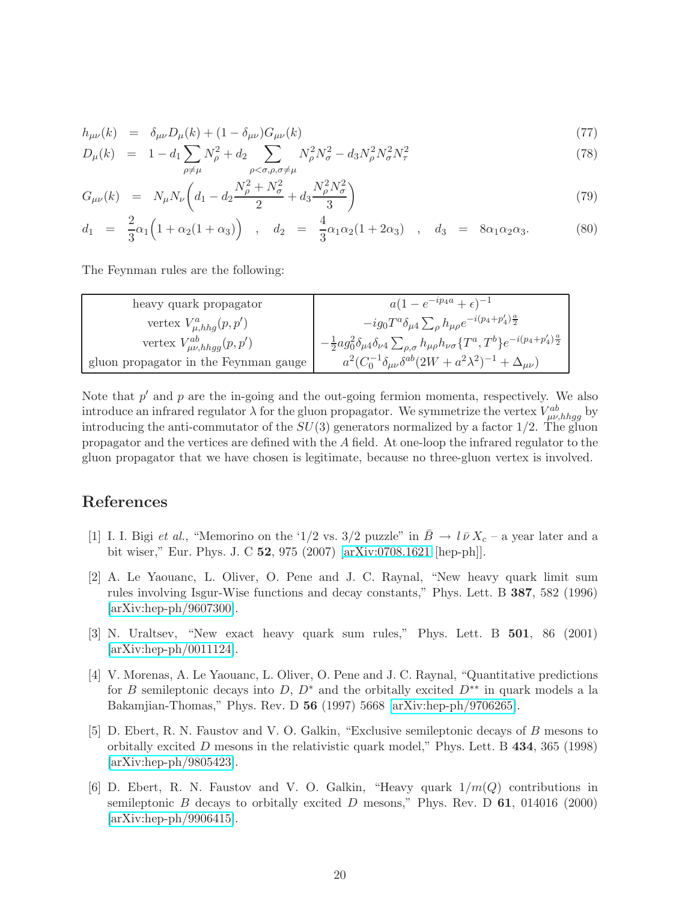$$h_{\mu\nu}(k) = \delta_{\mu\nu} D_\mu(k) + (1-\delta_{\mu\nu}) G_{\mu\nu}(k) \tag{77}$$

$$D_\mu(k) = 1 - d_1 \sum_{\rho\neq\mu} N_\rho^2 + d_2 \sum_{\rho<\sigma,\rho,\sigma\neq\mu} N_\rho^2 N_\sigma^2 - d_3 N_\rho^2 N_\sigma^2 N_\tau^2 \tag{78}$$

$$G_{\mu\nu}(k) = N_\mu N_\nu \left( d_1 - d_2 \frac{N_\rho^2 + N_\sigma^2}{2} + d_3 \frac{N_\rho^2 N_\sigma^2}{3} \right) \tag{79}$$

$$d_1 = \frac{2}{3}\alpha_1 \Big(1 + \alpha_2(1+\alpha_3)\Big) \quad , \quad d_2 = \frac{4}{3}\alpha_1\alpha_2(1+2\alpha_3) \quad , \quad d_3 = 8\alpha_1\alpha_2\alpha_3. \tag{80}$$

The Feynman rules are the following:

| heavy quark propagator | $a(1-e^{-ip_4 a}+\epsilon)^{-1}$ |
|---|---|
| vertex $V^a_{\mu,hhg}(p,p')$ | $-ig_0 T^a \delta_{\mu 4} \sum_\rho h_{\mu\rho} e^{-i(p_4+p'_4)\frac{a}{2}}$ |
| vertex $V^{ab}_{\mu\nu,hhgg}(p,p')$ | $-\frac{1}{2} a g_0^2 \delta_{\mu 4}\delta_{\nu 4} \sum_{\rho,\sigma} h_{\mu\rho} h_{\nu\sigma} \{T^a, T^b\} e^{-i(p_4+p'_4)\frac{a}{2}}$ |
| gluon propagator in the Feynman gauge | $a^2(C_0^{-1}\delta_{\mu\nu}\delta^{ab}(2W + a^2\lambda^2)^{-1} + \Delta_{\mu\nu})$ |

Note that $p'$ and $p$ are the in-going and the out-going fermion momenta, respectively. We also introduce an infrared regulator $\lambda$ for the gluon propagator. We symmetrize the vertex $V^{ab}_{\mu\nu,hhgg}$ by introducing the anti-commutator of the $SU(3)$ generators normalized by a factor 1/2. The gluon propagator and the vertices are defined with the $A$ field. At one-loop the infrared regulator to the gluon propagator that we have chosen is legitimate, because no three-gluon vertex is involved.

## References

[1] I. I. Bigi *et al.*, "Memorino on the '1/2 vs. 3/2 puzzle" in $\bar{B} \to l\,\bar{\nu}\,X_c$ – a year later and a bit wiser," Eur. Phys. J. C **52**, 975 (2007) [arXiv:0708.1621 [hep-ph]].

[2] A. Le Yaouanc, L. Oliver, O. Pene and J. C. Raynal, "New heavy quark limit sum rules involving Isgur-Wise functions and decay constants," Phys. Lett. B **387**, 582 (1996) [arXiv:hep-ph/9607300].

[3] N. Uraltsev, "New exact heavy quark sum rules," Phys. Lett. B **501**, 86 (2001) [arXiv:hep-ph/0011124].

[4] V. Morenas, A. Le Yaouanc, L. Oliver, O. Pene and J. C. Raynal, "Quantitative predictions for $B$ semileptonic decays into $D$, $D^*$ and the orbitally excited $D^{**}$ in quark models a la Bakamjian-Thomas," Phys. Rev. D **56** (1997) 5668 [arXiv:hep-ph/9706265].

[5] D. Ebert, R. N. Faustov and V. O. Galkin, "Exclusive semileptonic decays of $B$ mesons to orbitally excited $D$ mesons in the relativistic quark model," Phys. Lett. B **434**, 365 (1998) [arXiv:hep-ph/9805423].

[6] D. Ebert, R. N. Faustov and V. O. Galkin, "Heavy quark $1/m(Q)$ contributions in semileptonic $B$ decays to orbitally excited $D$ mesons," Phys. Rev. D **61**, 014016 (2000) [arXiv:hep-ph/9906415].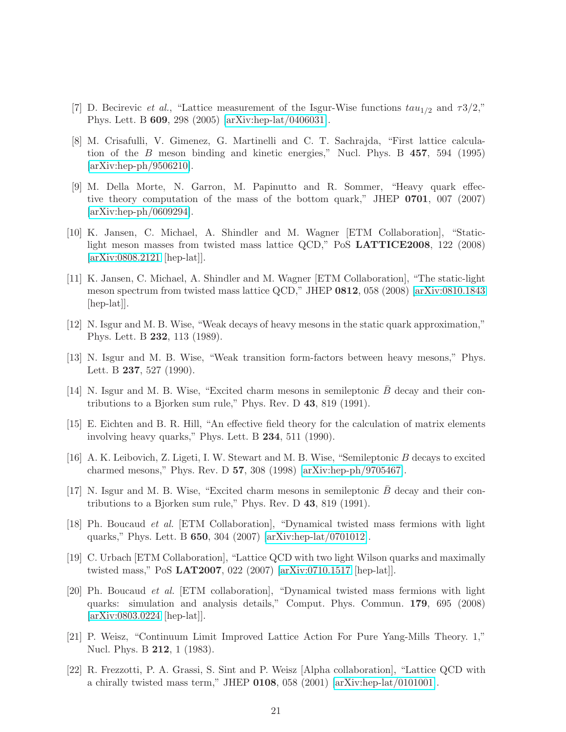[7] D. Becirevic *et al.*, "Lattice measurement of the Isgur-Wise functions $tau_{1/2}$ and $\tau 3/2$," Phys. Lett. B **609**, 298 (2005) [arXiv:hep-lat/0406031].

[8] M. Crisafulli, V. Gimenez, G. Martinelli and C. T. Sachrajda, "First lattice calculation of the $B$ meson binding and kinetic energies," Nucl. Phys. B **457**, 594 (1995) [arXiv:hep-ph/9506210].

[9] M. Della Morte, N. Garron, M. Papinutto and R. Sommer, "Heavy quark effective theory computation of the mass of the bottom quark," JHEP **0701**, 007 (2007) [arXiv:hep-ph/0609294].

[10] K. Jansen, C. Michael, A. Shindler and M. Wagner [ETM Collaboration], "Static-light meson masses from twisted mass lattice QCD," PoS **LATTICE2008**, 122 (2008) [arXiv:0808.2121 [hep-lat]].

[11] K. Jansen, C. Michael, A. Shindler and M. Wagner [ETM Collaboration], "The static-light meson spectrum from twisted mass lattice QCD," JHEP **0812**, 058 (2008) [arXiv:0810.1843 [hep-lat]].

[12] N. Isgur and M. B. Wise, "Weak decays of heavy mesons in the static quark approximation," Phys. Lett. B **232**, 113 (1989).

[13] N. Isgur and M. B. Wise, "Weak transition form-factors between heavy mesons," Phys. Lett. B **237**, 527 (1990).

[14] N. Isgur and M. B. Wise, "Excited charm mesons in semileptonic $\bar{B}$ decay and their contributions to a Bjorken sum rule," Phys. Rev. D **43**, 819 (1991).

[15] E. Eichten and B. R. Hill, "An effective field theory for the calculation of matrix elements involving heavy quarks," Phys. Lett. B **234**, 511 (1990).

[16] A. K. Leibovich, Z. Ligeti, I. W. Stewart and M. B. Wise, "Semileptonic $B$ decays to excited charmed mesons," Phys. Rev. D **57**, 308 (1998) [arXiv:hep-ph/9705467].

[17] N. Isgur and M. B. Wise, "Excited charm mesons in semileptonic $\bar{B}$ decay and their contributions to a Bjorken sum rule," Phys. Rev. D **43**, 819 (1991).

[18] Ph. Boucaud *et al.* [ETM Collaboration], "Dynamical twisted mass fermions with light quarks," Phys. Lett. B **650**, 304 (2007) [arXiv:hep-lat/0701012].

[19] C. Urbach [ETM Collaboration], "Lattice QCD with two light Wilson quarks and maximally twisted mass," PoS **LAT2007**, 022 (2007) [arXiv:0710.1517 [hep-lat]].

[20] Ph. Boucaud *et al.* [ETM collaboration], "Dynamical twisted mass fermions with light quarks: simulation and analysis details," Comput. Phys. Commun. **179**, 695 (2008) [arXiv:0803.0224 [hep-lat]].

[21] P. Weisz, "Continuum Limit Improved Lattice Action For Pure Yang-Mills Theory. 1," Nucl. Phys. B **212**, 1 (1983).

[22] R. Frezzotti, P. A. Grassi, S. Sint and P. Weisz [Alpha collaboration], "Lattice QCD with a chirally twisted mass term," JHEP **0108**, 058 (2001) [arXiv:hep-lat/0101001].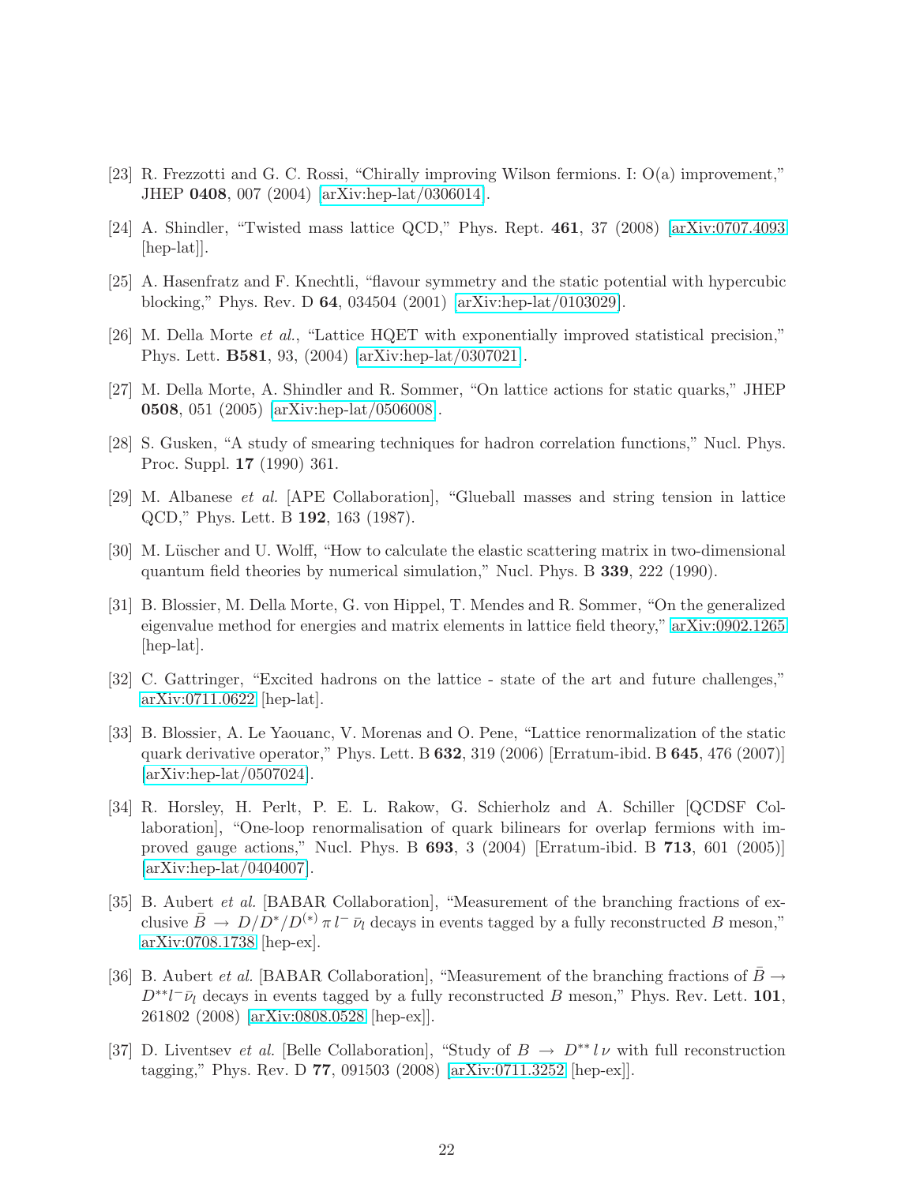[23] R. Frezzotti and G. C. Rossi, "Chirally improving Wilson fermions. I: O(a) improvement," JHEP **0408**, 007 (2004) [arXiv:hep-lat/0306014].

[24] A. Shindler, "Twisted mass lattice QCD," Phys. Rept. **461**, 37 (2008) [arXiv:0707.4093 [hep-lat]].

[25] A. Hasenfratz and F. Knechtli, "flavour symmetry and the static potential with hypercubic blocking," Phys. Rev. D **64**, 034504 (2001) [arXiv:hep-lat/0103029].

[26] M. Della Morte *et al.*, "Lattice HQET with exponentially improved statistical precision," Phys. Lett. **B581**, 93, (2004) [arXiv:hep-lat/0307021].

[27] M. Della Morte, A. Shindler and R. Sommer, "On lattice actions for static quarks," JHEP **0508**, 051 (2005) [arXiv:hep-lat/0506008].

[28] S. Gusken, "A study of smearing techniques for hadron correlation functions," Nucl. Phys. Proc. Suppl. **17** (1990) 361.

[29] M. Albanese *et al.* [APE Collaboration], "Glueball masses and string tension in lattice QCD," Phys. Lett. B **192**, 163 (1987).

[30] M. Lüscher and U. Wolff, "How to calculate the elastic scattering matrix in two-dimensional quantum field theories by numerical simulation," Nucl. Phys. B **339**, 222 (1990).

[31] B. Blossier, M. Della Morte, G. von Hippel, T. Mendes and R. Sommer, "On the generalized eigenvalue method for energies and matrix elements in lattice field theory," arXiv:0902.1265 [hep-lat].

[32] C. Gattringer, "Excited hadrons on the lattice - state of the art and future challenges," arXiv:0711.0622 [hep-lat].

[33] B. Blossier, A. Le Yaouanc, V. Morenas and O. Pene, "Lattice renormalization of the static quark derivative operator," Phys. Lett. B **632**, 319 (2006) [Erratum-ibid. B **645**, 476 (2007)] [arXiv:hep-lat/0507024].

[34] R. Horsley, H. Perlt, P. E. L. Rakow, G. Schierholz and A. Schiller [QCDSF Collaboration], "One-loop renormalisation of quark bilinears for overlap fermions with improved gauge actions," Nucl. Phys. B **693**, 3 (2004) [Erratum-ibid. B **713**, 601 (2005)] [arXiv:hep-lat/0404007].

[35] B. Aubert *et al.* [BABAR Collaboration], "Measurement of the branching fractions of exclusive $\bar{B} \to D/D^*/D^{(*)}\,\pi\, l^- \,\bar{\nu}_l$ decays in events tagged by a fully reconstructed $B$ meson," arXiv:0708.1738 [hep-ex].

[36] B. Aubert *et al.* [BABAR Collaboration], "Measurement of the branching fractions of $\bar{B} \to D^{**} l^- \bar{\nu}_l$ decays in events tagged by a fully reconstructed $B$ meson," Phys. Rev. Lett. **101**, 261802 (2008) [arXiv:0808.0528 [hep-ex]].

[37] D. Liventsev *et al.* [Belle Collaboration], "Study of $B \to D^{**}\, l\, \nu$ with full reconstruction tagging," Phys. Rev. D **77**, 091503 (2008) [arXiv:0711.3252 [hep-ex]].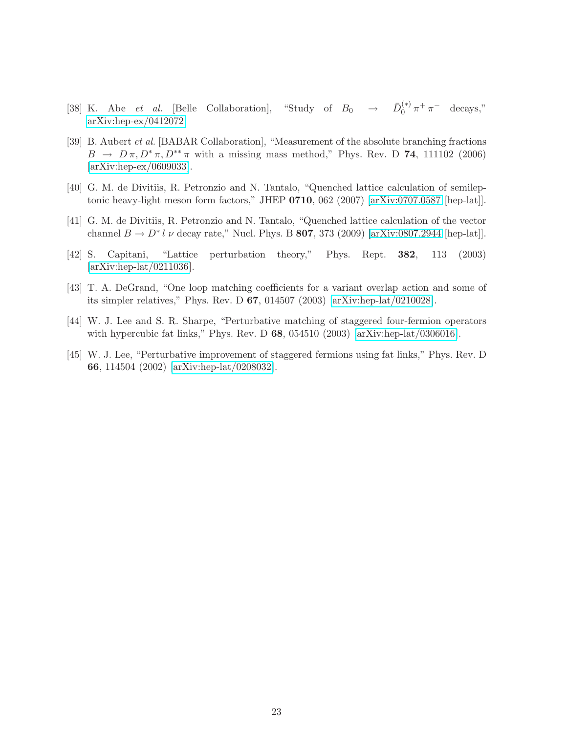[38] K. Abe *et al.* [Belle Collaboration], "Study of $B_0 \rightarrow \bar{D}_0^{(*)} \pi^+ \pi^-$ decays," arXiv:hep-ex/0412072.

[39] B. Aubert *et al.* [BABAR Collaboration], "Measurement of the absolute branching fractions $B \rightarrow D\,\pi, D^*\,\pi, D^{**}\,\pi$ with a missing mass method," Phys. Rev. D **74**, 111102 (2006) [arXiv:hep-ex/0609033].

[40] G. M. de Divitiis, R. Petronzio and N. Tantalo, "Quenched lattice calculation of semileptonic heavy-light meson form factors," JHEP **0710**, 062 (2007) [arXiv:0707.0587 [hep-lat]].

[41] G. M. de Divitiis, R. Petronzio and N. Tantalo, "Quenched lattice calculation of the vector channel $B \rightarrow D^*\,l\,\nu$ decay rate," Nucl. Phys. B **807**, 373 (2009) [arXiv:0807.2944 [hep-lat]].

[42] S. Capitani, "Lattice perturbation theory," Phys. Rept. **382**, 113 (2003) [arXiv:hep-lat/0211036].

[43] T. A. DeGrand, "One loop matching coefficients for a variant overlap action and some of its simpler relatives," Phys. Rev. D **67**, 014507 (2003) [arXiv:hep-lat/0210028].

[44] W. J. Lee and S. R. Sharpe, "Perturbative matching of staggered four-fermion operators with hypercubic fat links," Phys. Rev. D **68**, 054510 (2003) [arXiv:hep-lat/0306016].

[45] W. J. Lee, "Perturbative improvement of staggered fermions using fat links," Phys. Rev. D **66**, 114504 (2002) [arXiv:hep-lat/0208032].